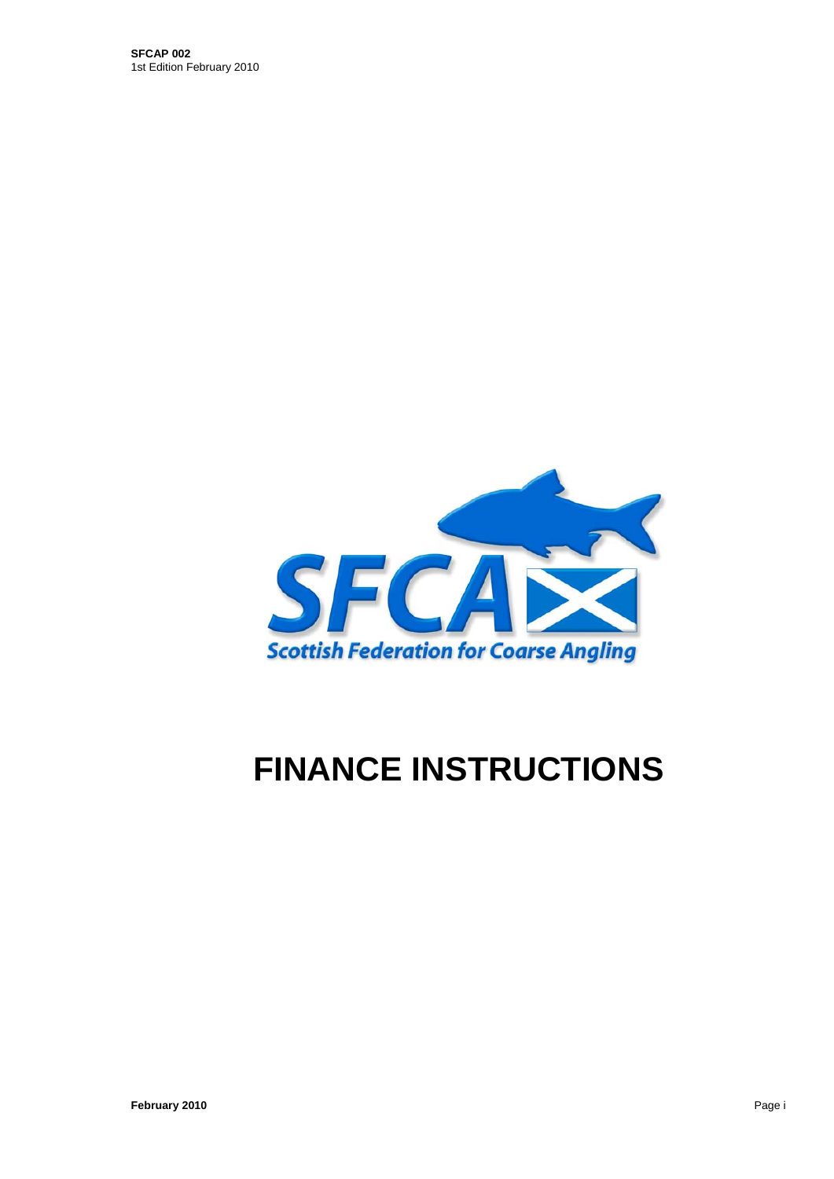**SFCAP 002**
1st Edition February 2010

SFCA

Scottish Federation for Coarse Angling

# FINANCE INSTRUCTIONS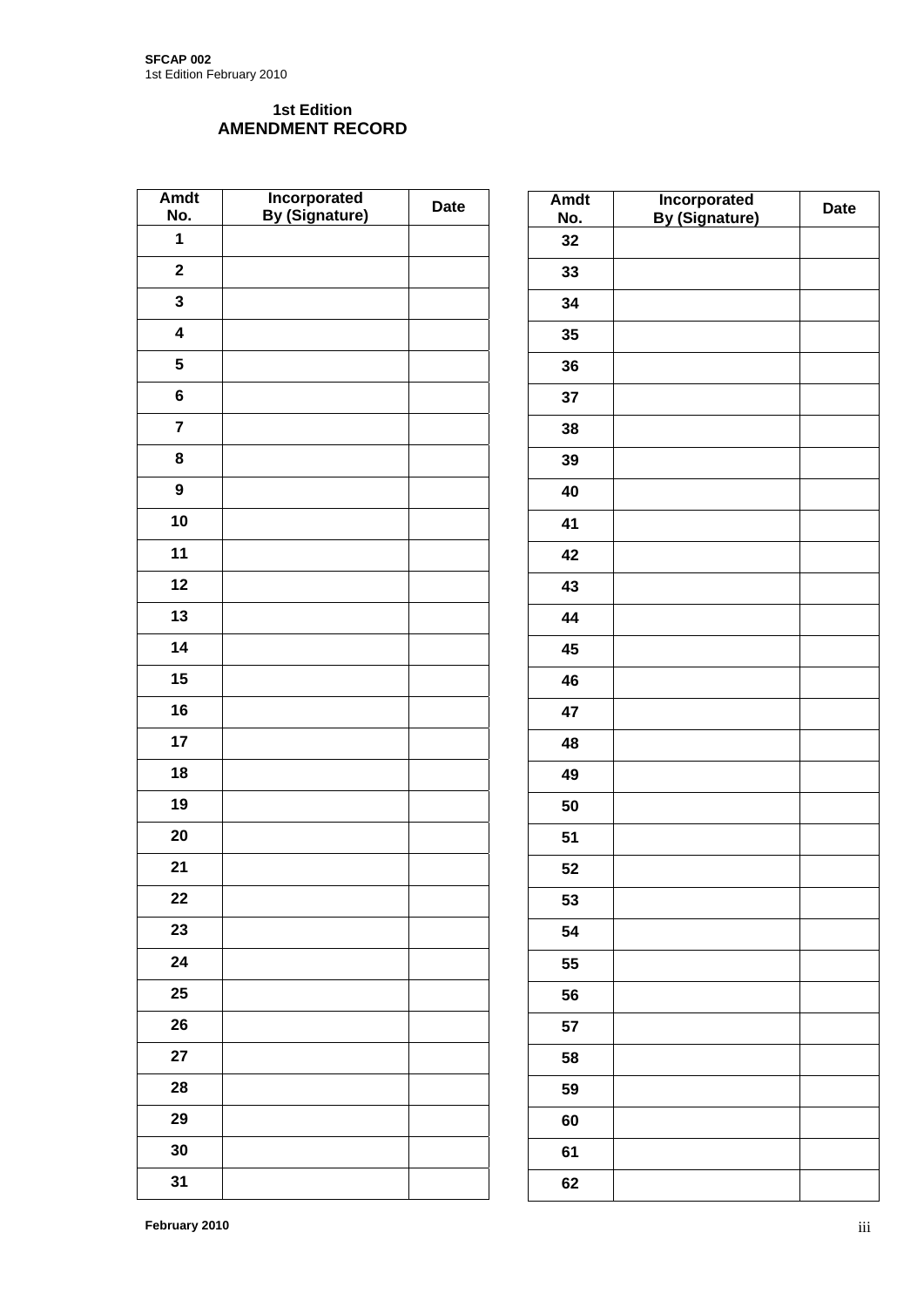**1st Edition**
## AMENDMENT RECORD

| Amdt No. | Incorporated By (Signature) | Date |
|---|---|---|
| 1 | | |
| 2 | | |
| 3 | | |
| 4 | | |
| 5 | | |
| 6 | | |
| 7 | | |
| 8 | | |
| 9 | | |
| 10 | | |
| 11 | | |
| 12 | | |
| 13 | | |
| 14 | | |
| 15 | | |
| 16 | | |
| 17 | | |
| 18 | | |
| 19 | | |
| 20 | | |
| 21 | | |
| 22 | | |
| 23 | | |
| 24 | | |
| 25 | | |
| 26 | | |
| 27 | | |
| 28 | | |
| 29 | | |
| 30 | | |
| 31 | | |

| Amdt No. | Incorporated By (Signature) | Date |
|---|---|---|
| 32 | | |
| 33 | | |
| 34 | | |
| 35 | | |
| 36 | | |
| 37 | | |
| 38 | | |
| 39 | | |
| 40 | | |
| 41 | | |
| 42 | | |
| 43 | | |
| 44 | | |
| 45 | | |
| 46 | | |
| 47 | | |
| 48 | | |
| 49 | | |
| 50 | | |
| 51 | | |
| 52 | | |
| 53 | | |
| 54 | | |
| 55 | | |
| 56 | | |
| 57 | | |
| 58 | | |
| 59 | | |
| 60 | | |
| 61 | | |
| 62 | | |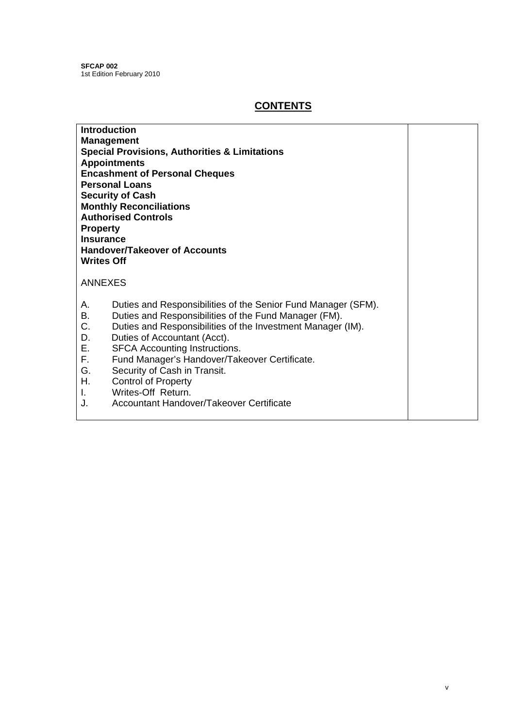**SFCAP 002**
1st Edition February 2010

# CONTENTS

**Introduction**
**Management**
**Special Provisions, Authorities & Limitations**
**Appointments**
**Encashment of Personal Cheques**
**Personal Loans**
**Security of Cash**
**Monthly Reconciliations**
**Authorised Controls**
**Property**
**Insurance**
**Handover/Takeover of Accounts**
**Writes Off**

ANNEXES

A. Duties and Responsibilities of the Senior Fund Manager (SFM).
B. Duties and Responsibilities of the Fund Manager (FM).
C. Duties and Responsibilities of the Investment Manager (IM).
D. Duties of Accountant (Acct).
E. SFCA Accounting Instructions.
F. Fund Manager's Handover/Takeover Certificate.
G. Security of Cash in Transit.
H. Control of Property
I. Writes-Off Return.
J. Accountant Handover/Takeover Certificate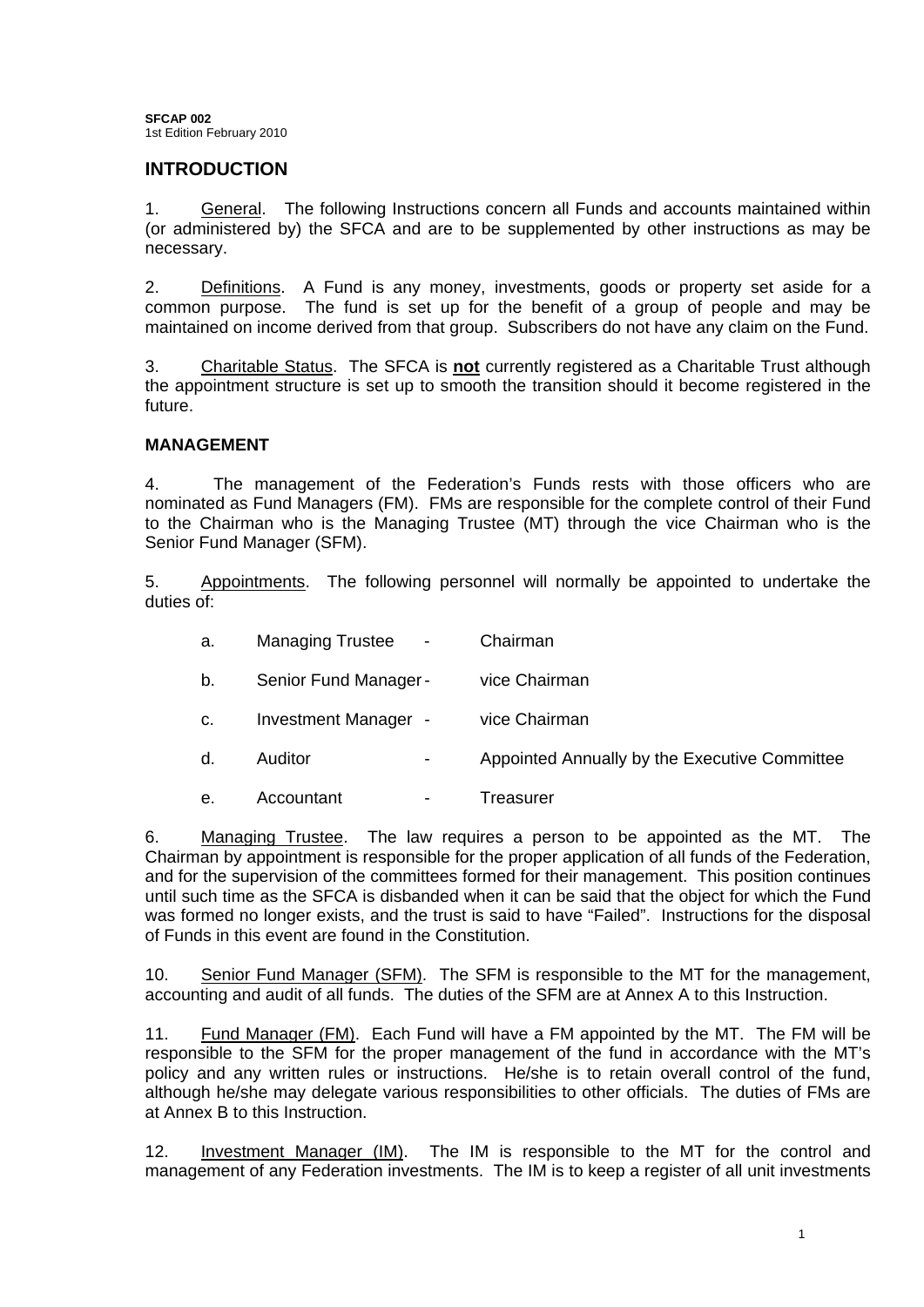**SFCAP 002**
1st Edition February 2010

## INTRODUCTION

1. General. The following Instructions concern all Funds and accounts maintained within (or administered by) the SFCA and are to be supplemented by other instructions as may be necessary.

2. Definitions. A Fund is any money, investments, goods or property set aside for a common purpose. The fund is set up for the benefit of a group of people and may be maintained on income derived from that group. Subscribers do not have any claim on the Fund.

3. Charitable Status. The SFCA is **not** currently registered as a Charitable Trust although the appointment structure is set up to smooth the transition should it become registered in the future.

## MANAGEMENT

4. The management of the Federation's Funds rests with those officers who are nominated as Fund Managers (FM). FMs are responsible for the complete control of their Fund to the Chairman who is the Managing Trustee (MT) through the vice Chairman who is the Senior Fund Manager (SFM).

5. Appointments. The following personnel will normally be appointed to undertake the duties of:

   a. Managing Trustee - Chairman

   b. Senior Fund Manager - vice Chairman

   c. Investment Manager - vice Chairman

   d. Auditor - Appointed Annually by the Executive Committee

   e. Accountant - Treasurer

6. Managing Trustee. The law requires a person to be appointed as the MT. The Chairman by appointment is responsible for the proper application of all funds of the Federation, and for the supervision of the committees formed for their management. This position continues until such time as the SFCA is disbanded when it can be said that the object for which the Fund was formed no longer exists, and the trust is said to have "Failed". Instructions for the disposal of Funds in this event are found in the Constitution.

10. Senior Fund Manager (SFM). The SFM is responsible to the MT for the management, accounting and audit of all funds. The duties of the SFM are at Annex A to this Instruction.

11. Fund Manager (FM). Each Fund will have a FM appointed by the MT. The FM will be responsible to the SFM for the proper management of the fund in accordance with the MT's policy and any written rules or instructions. He/she is to retain overall control of the fund, although he/she may delegate various responsibilities to other officials. The duties of FMs are at Annex B to this Instruction.

12. Investment Manager (IM). The IM is responsible to the MT for the control and management of any Federation investments. The IM is to keep a register of all unit investments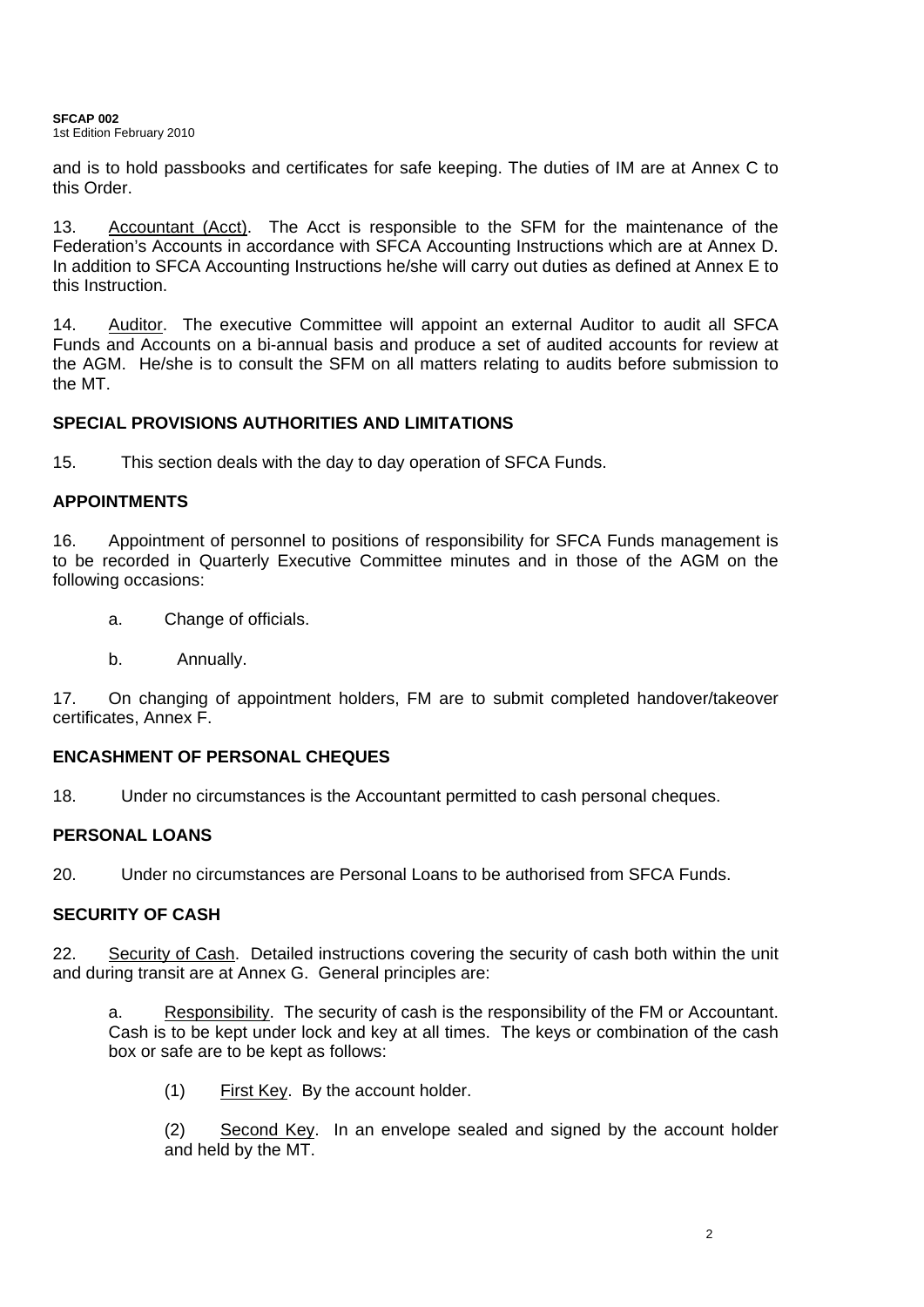and is to hold passbooks and certificates for safe keeping. The duties of IM are at Annex C to this Order.

13. Accountant (Acct). The Acct is responsible to the SFM for the maintenance of the Federation's Accounts in accordance with SFCA Accounting Instructions which are at Annex D. In addition to SFCA Accounting Instructions he/she will carry out duties as defined at Annex E to this Instruction.

14. Auditor. The executive Committee will appoint an external Auditor to audit all SFCA Funds and Accounts on a bi-annual basis and produce a set of audited accounts for review at the AGM. He/she is to consult the SFM on all matters relating to audits before submission to the MT.

## SPECIAL PROVISIONS AUTHORITIES AND LIMITATIONS

15. This section deals with the day to day operation of SFCA Funds.

## APPOINTMENTS

16. Appointment of personnel to positions of responsibility for SFCA Funds management is to be recorded in Quarterly Executive Committee minutes and in those of the AGM on the following occasions:

a. Change of officials.

b. Annually.

17. On changing of appointment holders, FM are to submit completed handover/takeover certificates, Annex F.

## ENCASHMENT OF PERSONAL CHEQUES

18. Under no circumstances is the Accountant permitted to cash personal cheques.

## PERSONAL LOANS

20. Under no circumstances are Personal Loans to be authorised from SFCA Funds.

## SECURITY OF CASH

22. Security of Cash. Detailed instructions covering the security of cash both within the unit and during transit are at Annex G. General principles are:

a. Responsibility. The security of cash is the responsibility of the FM or Accountant. Cash is to be kept under lock and key at all times. The keys or combination of the cash box or safe are to be kept as follows:

(1) First Key. By the account holder.

(2) Second Key. In an envelope sealed and signed by the account holder and held by the MT.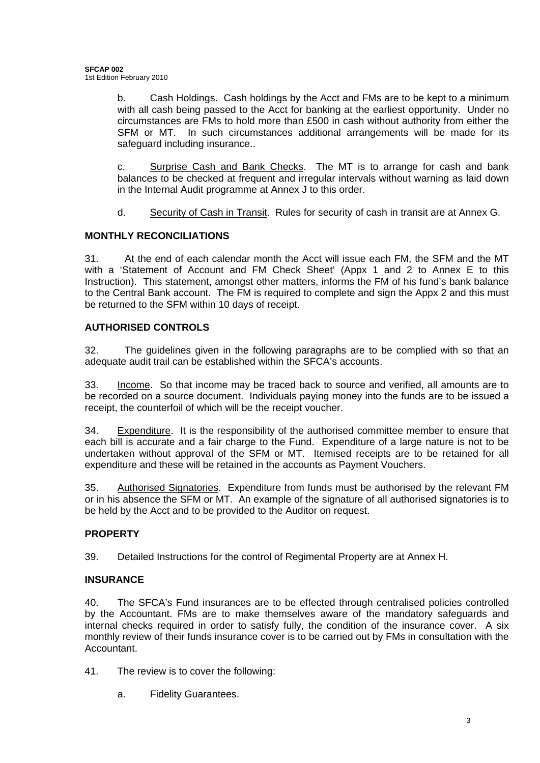b. <u>Cash Holdings</u>. Cash holdings by the Acct and FMs are to be kept to a minimum with all cash being passed to the Acct for banking at the earliest opportunity. Under no circumstances are FMs to hold more than £500 in cash without authority from either the SFM or MT. In such circumstances additional arrangements will be made for its safeguard including insurance..

c. <u>Surprise Cash and Bank Checks</u>. The MT is to arrange for cash and bank balances to be checked at frequent and irregular intervals without warning as laid down in the Internal Audit programme at Annex J to this order.

d. <u>Security of Cash in Transit</u>. Rules for security of cash in transit are at Annex G.

## MONTHLY RECONCILIATIONS

31. At the end of each calendar month the Acct will issue each FM, the SFM and the MT with a 'Statement of Account and FM Check Sheet' (Appx 1 and 2 to Annex E to this Instruction). This statement, amongst other matters, informs the FM of his fund's bank balance to the Central Bank account. The FM is required to complete and sign the Appx 2 and this must be returned to the SFM within 10 days of receipt.

## AUTHORISED CONTROLS

32. The guidelines given in the following paragraphs are to be complied with so that an adequate audit trail can be established within the SFCA's accounts.

33. <u>Income</u>. So that income may be traced back to source and verified, all amounts are to be recorded on a source document. Individuals paying money into the funds are to be issued a receipt, the counterfoil of which will be the receipt voucher.

34. <u>Expenditure</u>. It is the responsibility of the authorised committee member to ensure that each bill is accurate and a fair charge to the Fund. Expenditure of a large nature is not to be undertaken without approval of the SFM or MT. Itemised receipts are to be retained for all expenditure and these will be retained in the accounts as Payment Vouchers.

35. <u>Authorised Signatories</u>. Expenditure from funds must be authorised by the relevant FM or in his absence the SFM or MT. An example of the signature of all authorised signatories is to be held by the Acct and to be provided to the Auditor on request.

## PROPERTY

39. Detailed Instructions for the control of Regimental Property are at Annex H.

## INSURANCE

40. The SFCA's Fund insurances are to be effected through centralised policies controlled by the Accountant. FMs are to make themselves aware of the mandatory safeguards and internal checks required in order to satisfy fully, the condition of the insurance cover. A six monthly review of their funds insurance cover is to be carried out by FMs in consultation with the Accountant.

41. The review is to cover the following:

a. Fidelity Guarantees.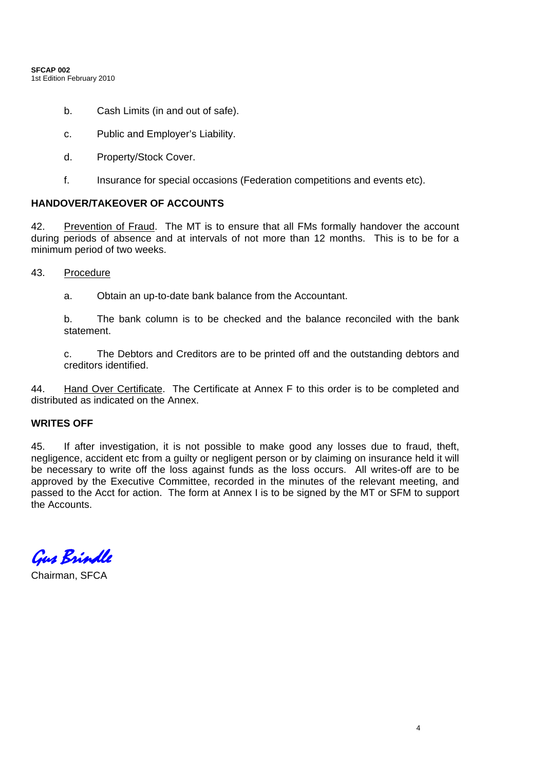b. Cash Limits (in and out of safe).

c. Public and Employer's Liability.

d. Property/Stock Cover.

f. Insurance for special occasions (Federation competitions and events etc).

**HANDOVER/TAKEOVER OF ACCOUNTS**

42. Prevention of Fraud. The MT is to ensure that all FMs formally handover the account during periods of absence and at intervals of not more than 12 months. This is to be for a minimum period of two weeks.

43. Procedure

a. Obtain an up-to-date bank balance from the Accountant.

b. The bank column is to be checked and the balance reconciled with the bank statement.

c. The Debtors and Creditors are to be printed off and the outstanding debtors and creditors identified.

44. Hand Over Certificate. The Certificate at Annex F to this order is to be completed and distributed as indicated on the Annex.

**WRITES OFF**

45. If after investigation, it is not possible to make good any losses due to fraud, theft, negligence, accident etc from a guilty or negligent person or by claiming on insurance held it will be necessary to write off the loss against funds as the loss occurs. All writes-off are to be approved by the Executive Committee, recorded in the minutes of the relevant meeting, and passed to the Acct for action. The form at Annex I is to be signed by the MT or SFM to support the Accounts.

*Gus Brindle*

Chairman, SFCA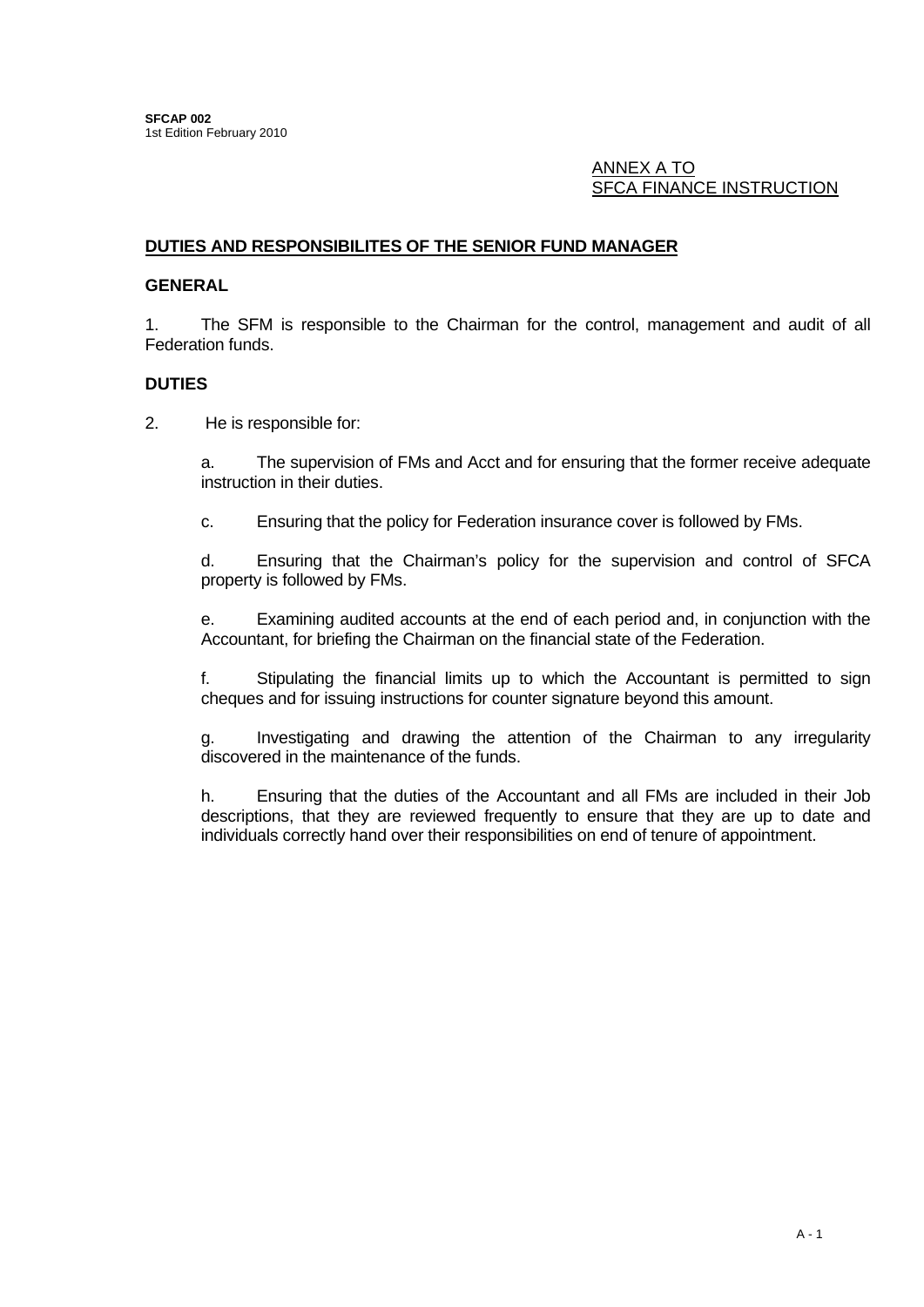ANNEX A TO
SFCA FINANCE INSTRUCTION

## DUTIES AND RESPONSIBILITES OF THE SENIOR FUND MANAGER

### GENERAL

1. The SFM is responsible to the Chairman for the control, management and audit of all Federation funds.

### DUTIES

2. He is responsible for:

a. The supervision of FMs and Acct and for ensuring that the former receive adequate instruction in their duties.

c. Ensuring that the policy for Federation insurance cover is followed by FMs.

d. Ensuring that the Chairman's policy for the supervision and control of SFCA property is followed by FMs.

e. Examining audited accounts at the end of each period and, in conjunction with the Accountant, for briefing the Chairman on the financial state of the Federation.

f. Stipulating the financial limits up to which the Accountant is permitted to sign cheques and for issuing instructions for counter signature beyond this amount.

g. Investigating and drawing the attention of the Chairman to any irregularity discovered in the maintenance of the funds.

h. Ensuring that the duties of the Accountant and all FMs are included in their Job descriptions, that they are reviewed frequently to ensure that they are up to date and individuals correctly hand over their responsibilities on end of tenure of appointment.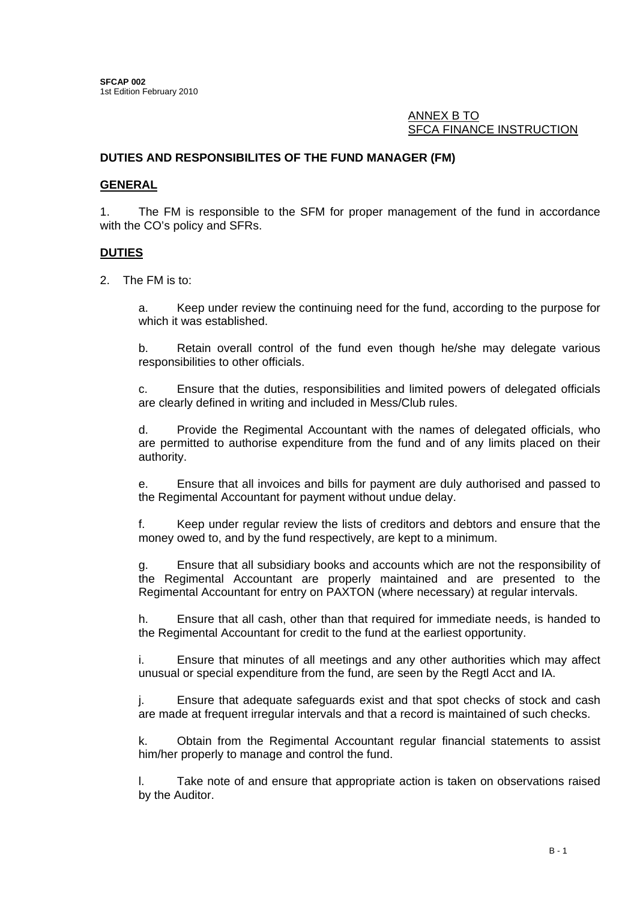ANNEX B TO
SFCA FINANCE INSTRUCTION

**DUTIES AND RESPONSIBILITES OF THE FUND MANAGER (FM)**

**GENERAL**

1. The FM is responsible to the SFM for proper management of the fund in accordance with the CO's policy and SFRs.

**DUTIES**

2. The FM is to:

a. Keep under review the continuing need for the fund, according to the purpose for which it was established.

b. Retain overall control of the fund even though he/she may delegate various responsibilities to other officials.

c. Ensure that the duties, responsibilities and limited powers of delegated officials are clearly defined in writing and included in Mess/Club rules.

d. Provide the Regimental Accountant with the names of delegated officials, who are permitted to authorise expenditure from the fund and of any limits placed on their authority.

e. Ensure that all invoices and bills for payment are duly authorised and passed to the Regimental Accountant for payment without undue delay.

f. Keep under regular review the lists of creditors and debtors and ensure that the money owed to, and by the fund respectively, are kept to a minimum.

g. Ensure that all subsidiary books and accounts which are not the responsibility of the Regimental Accountant are properly maintained and are presented to the Regimental Accountant for entry on PAXTON (where necessary) at regular intervals.

h. Ensure that all cash, other than that required for immediate needs, is handed to the Regimental Accountant for credit to the fund at the earliest opportunity.

i. Ensure that minutes of all meetings and any other authorities which may affect unusual or special expenditure from the fund, are seen by the Regtl Acct and IA.

j. Ensure that adequate safeguards exist and that spot checks of stock and cash are made at frequent irregular intervals and that a record is maintained of such checks.

k. Obtain from the Regimental Accountant regular financial statements to assist him/her properly to manage and control the fund.

l. Take note of and ensure that appropriate action is taken on observations raised by the Auditor.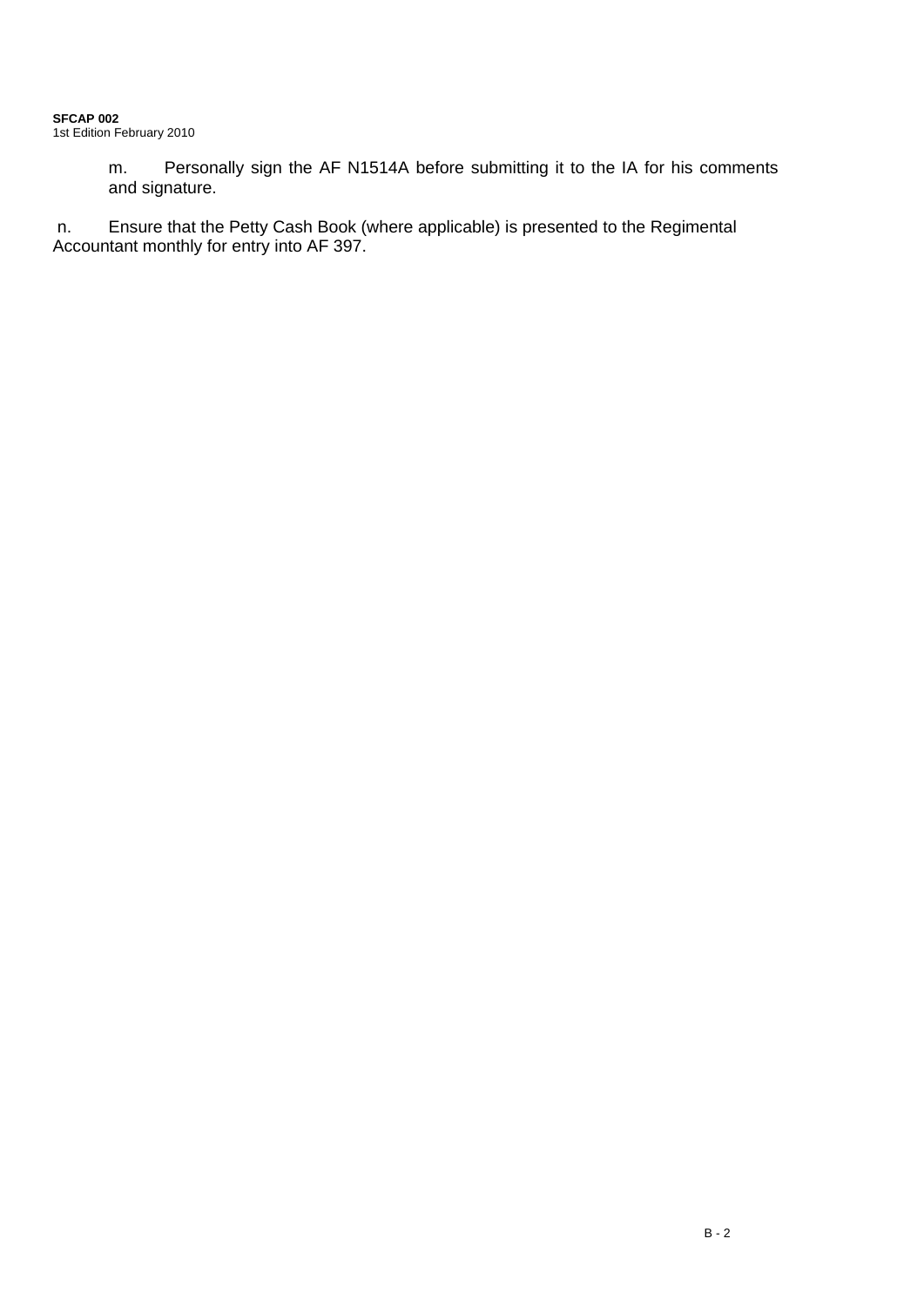m. Personally sign the AF N1514A before submitting it to the IA for his comments and signature.

n. Ensure that the Petty Cash Book (where applicable) is presented to the Regimental Accountant monthly for entry into AF 397.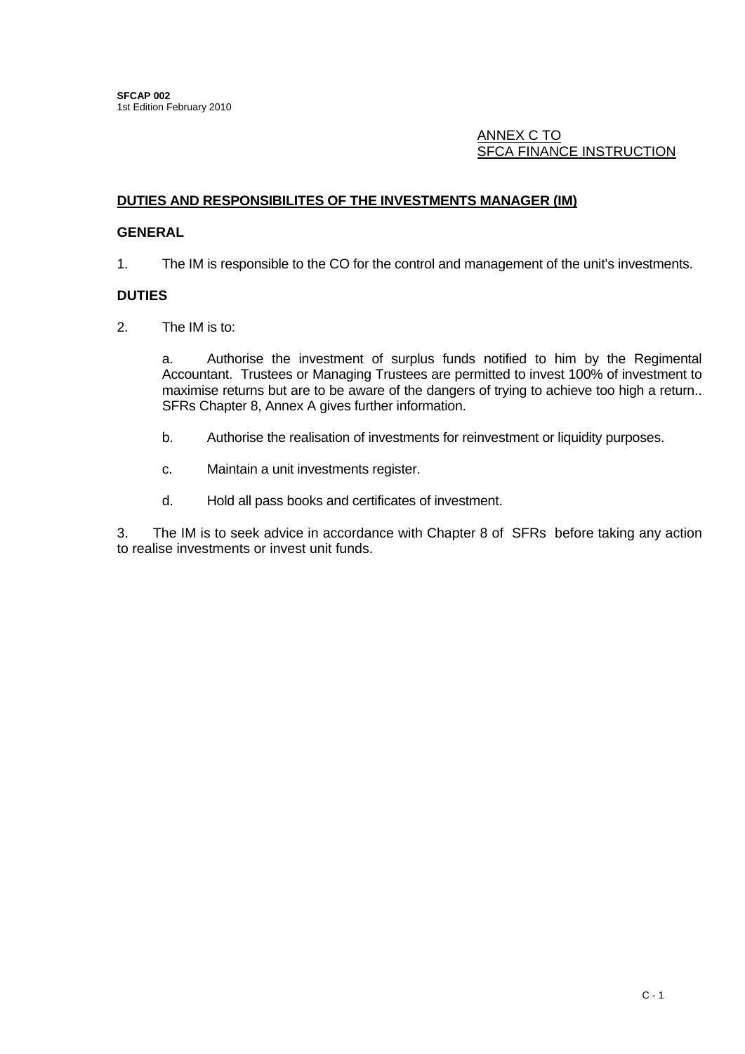ANNEX C TO
SFCA FINANCE INSTRUCTION

## DUTIES AND RESPONSIBILITES OF THE INVESTMENTS MANAGER (IM)

### GENERAL

1. The IM is responsible to the CO for the control and management of the unit's investments.

### DUTIES

2. The IM is to:

a. Authorise the investment of surplus funds notified to him by the Regimental Accountant. Trustees or Managing Trustees are permitted to invest 100% of investment to maximise returns but are to be aware of the dangers of trying to achieve too high a return.. SFRs Chapter 8, Annex A gives further information.

b. Authorise the realisation of investments for reinvestment or liquidity purposes.

c. Maintain a unit investments register.

d. Hold all pass books and certificates of investment.

3. The IM is to seek advice in accordance with Chapter 8 of SFRs before taking any action to realise investments or invest unit funds.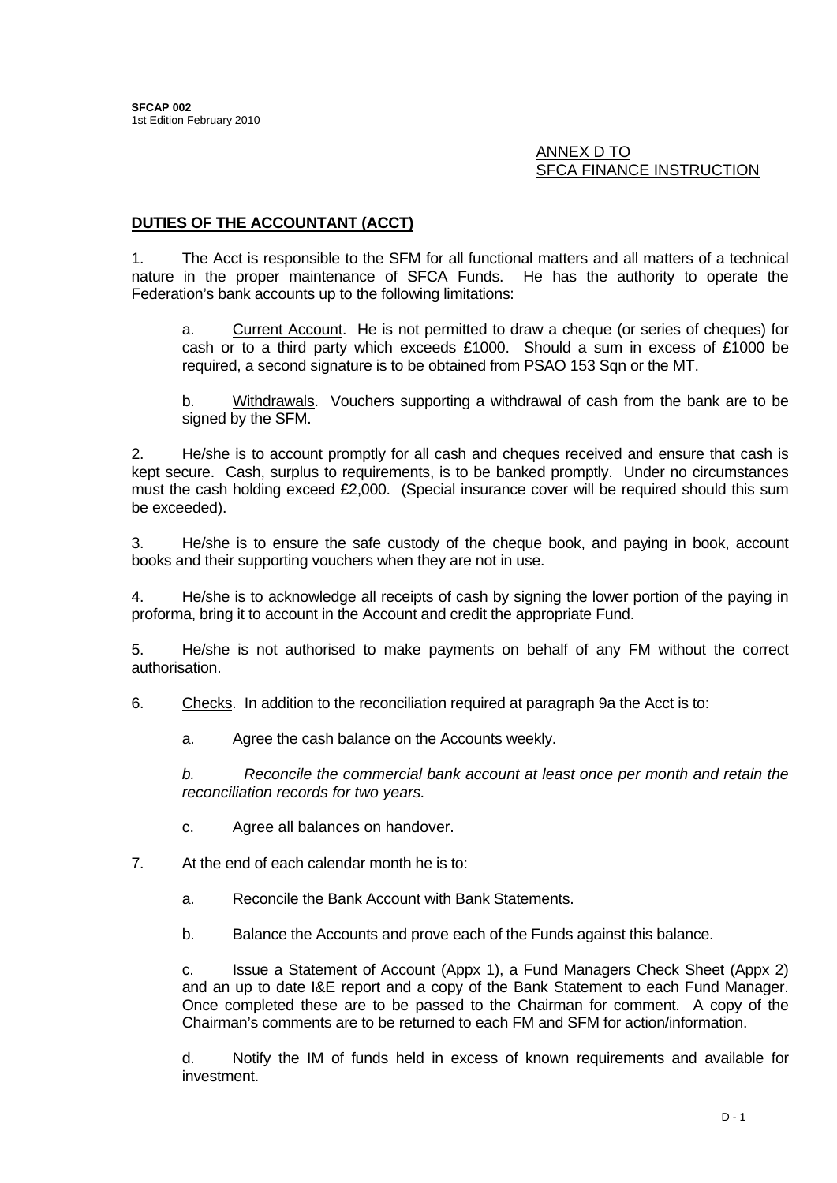ANNEX D TO
SFCA FINANCE INSTRUCTION

## DUTIES OF THE ACCOUNTANT (ACCT)

1. The Acct is responsible to the SFM for all functional matters and all matters of a technical nature in the proper maintenance of SFCA Funds. He has the authority to operate the Federation's bank accounts up to the following limitations:

   a. Current Account. He is not permitted to draw a cheque (or series of cheques) for cash or to a third party which exceeds £1000. Should a sum in excess of £1000 be required, a second signature is to be obtained from PSAO 153 Sqn or the MT.

   b. Withdrawals. Vouchers supporting a withdrawal of cash from the bank are to be signed by the SFM.

2. He/she is to account promptly for all cash and cheques received and ensure that cash is kept secure. Cash, surplus to requirements, is to be banked promptly. Under no circumstances must the cash holding exceed £2,000. (Special insurance cover will be required should this sum be exceeded).

3. He/she is to ensure the safe custody of the cheque book, and paying in book, account books and their supporting vouchers when they are not in use.

4. He/she is to acknowledge all receipts of cash by signing the lower portion of the paying in proforma, bring it to account in the Account and credit the appropriate Fund.

5. He/she is not authorised to make payments on behalf of any FM without the correct authorisation.

6. Checks. In addition to the reconciliation required at paragraph 9a the Acct is to:

   a. Agree the cash balance on the Accounts weekly.

   *b. Reconcile the commercial bank account at least once per month and retain the reconciliation records for two years.*

   c. Agree all balances on handover.

7. At the end of each calendar month he is to:

   a. Reconcile the Bank Account with Bank Statements.

   b. Balance the Accounts and prove each of the Funds against this balance.

   c. Issue a Statement of Account (Appx 1), a Fund Managers Check Sheet (Appx 2) and an up to date I&E report and a copy of the Bank Statement to each Fund Manager. Once completed these are to be passed to the Chairman for comment. A copy of the Chairman's comments are to be returned to each FM and SFM for action/information.

   d. Notify the IM of funds held in excess of known requirements and available for investment.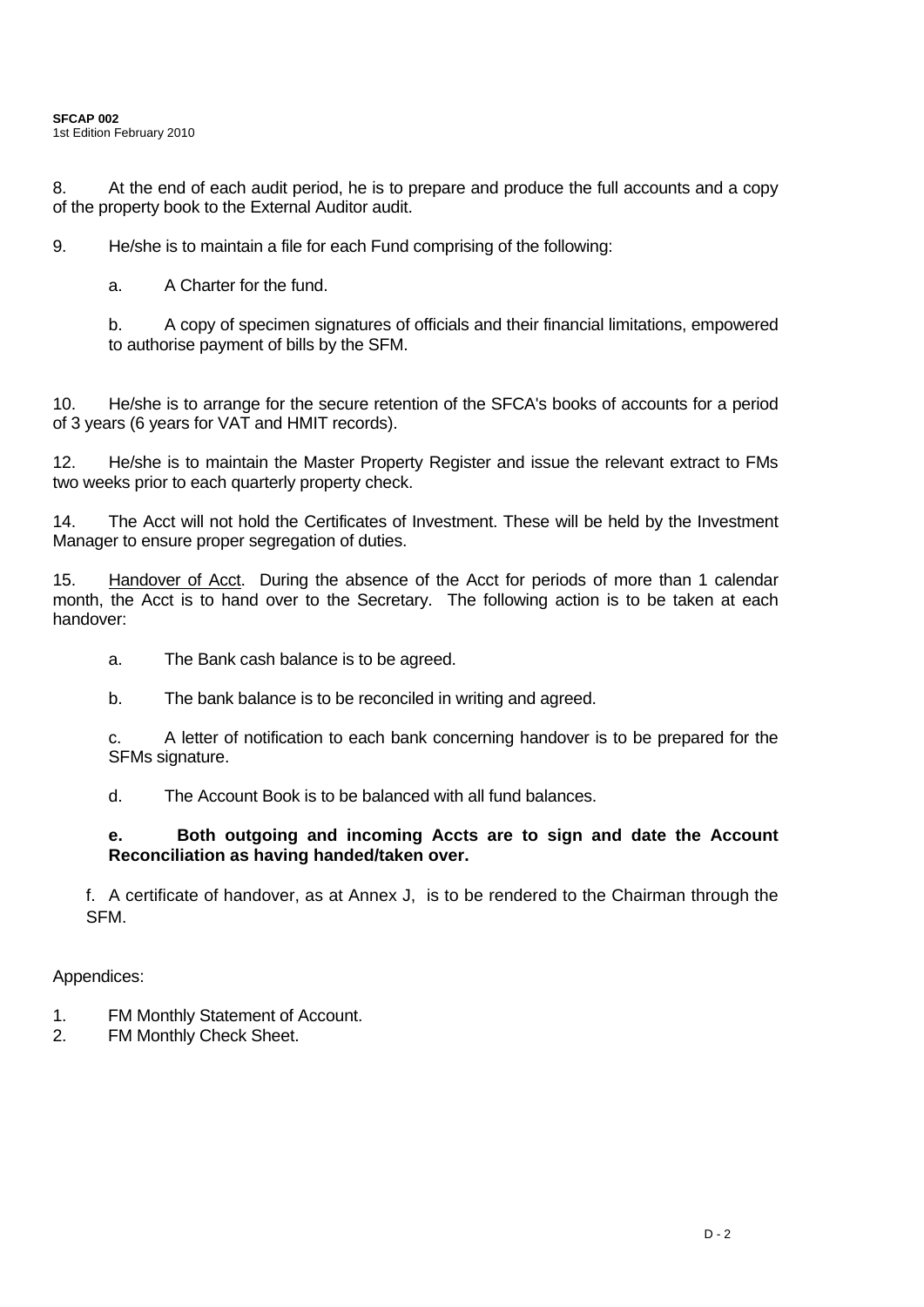8. At the end of each audit period, he is to prepare and produce the full accounts and a copy of the property book to the External Auditor audit.

9. He/she is to maintain a file for each Fund comprising of the following:

   a. A Charter for the fund.

   b. A copy of specimen signatures of officials and their financial limitations, empowered to authorise payment of bills by the SFM.

10. He/she is to arrange for the secure retention of the SFCA's books of accounts for a period of 3 years (6 years for VAT and HMIT records).

12. He/she is to maintain the Master Property Register and issue the relevant extract to FMs two weeks prior to each quarterly property check.

14. The Acct will not hold the Certificates of Investment. These will be held by the Investment Manager to ensure proper segregation of duties.

15. <u>Handover of Acct</u>. During the absence of the Acct for periods of more than 1 calendar month, the Acct is to hand over to the Secretary. The following action is to be taken at each handover:

   a. The Bank cash balance is to be agreed.

   b. The bank balance is to be reconciled in writing and agreed.

   c. A letter of notification to each bank concerning handover is to be prepared for the SFMs signature.

   d. The Account Book is to be balanced with all fund balances.

   **e. Both outgoing and incoming Accts are to sign and date the Account Reconciliation as having handed/taken over.**

   f. A certificate of handover, as at Annex J, is to be rendered to the Chairman through the SFM.

Appendices:

1. FM Monthly Statement of Account.
2. FM Monthly Check Sheet.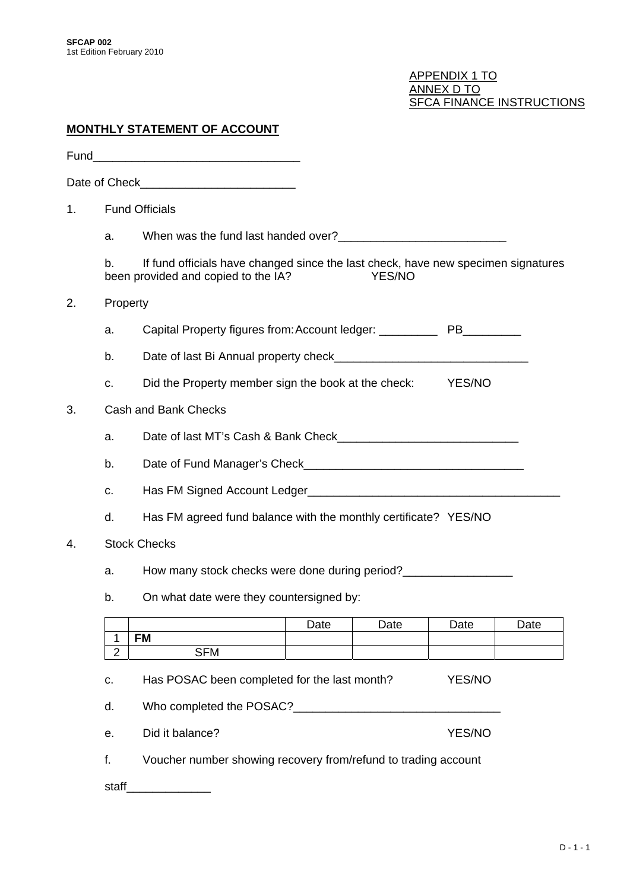APPENDIX 1 TO
ANNEX D TO
SFCA FINANCE INSTRUCTIONS

**MONTHLY STATEMENT OF ACCOUNT**

Fund________________________________

Date of Check________________________

1. Fund Officials

   a. When was the fund last handed over?__________________________

   b. If fund officials have changed since the last check, have new specimen signatures been provided and copied to the IA? YES/NO

2. Property

   a. Capital Property figures from: Account ledger: _________ PB_________

   b. Date of last Bi Annual property check______________________________

   c. Did the Property member sign the book at the check: YES/NO

3. Cash and Bank Checks

   a. Date of last MT's Cash & Bank Check____________________________

   b. Date of Fund Manager's Check__________________________________

   c. Has FM Signed Account Ledger_______________________________________

   d. Has FM agreed fund balance with the monthly certificate? YES/NO

4. Stock Checks

   a. How many stock checks were done during period?_________________

   b. On what date were they countersigned by:

| | | Date | Date | Date | Date |
|---|---|---|---|---|---|
| 1 | **FM** | | | | |
| 2 | SFM | | | | |

   c. Has POSAC been completed for the last month? YES/NO

   d. Who completed the POSAC?________________________________

   e. Did it balance? YES/NO

   f. Voucher number showing recovery from/refund to trading account

   staff_____________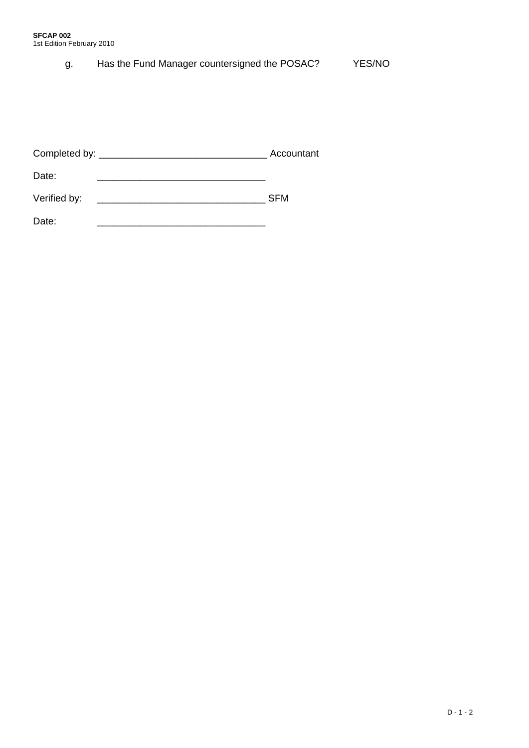g. Has the Fund Manager countersigned the POSAC? YES/NO

Completed by: _______________________________ Accountant

Date: _______________________________

Verified by: _______________________________ SFM

Date: _______________________________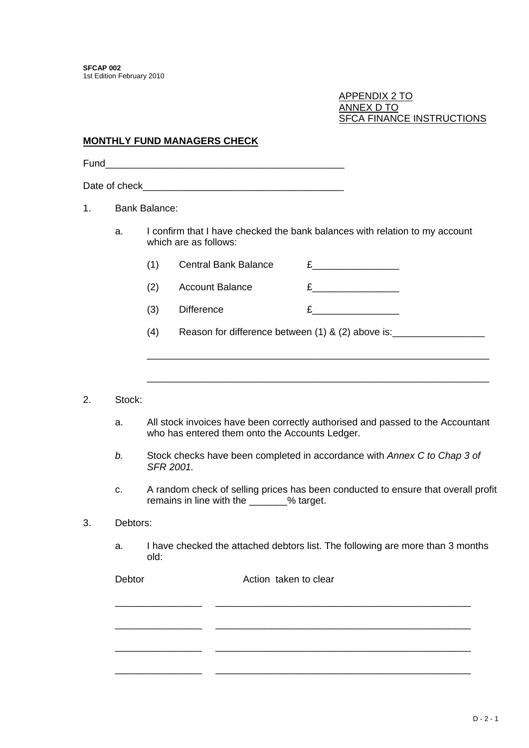SFCAP 002
1st Edition February 2010

APPENDIX 2 TO
ANNEX D TO
SFCA FINANCE INSTRUCTIONS

**MONTHLY FUND MANAGERS CHECK**

Fund____________________________________________

Date of check_____________________________________

1. Bank Balance:

   a. I confirm that I have checked the bank balances with relation to my account which are as follows:

      (1) Central Bank Balance £________________

      (2) Account Balance £________________

      (3) Difference £________________

      (4) Reason for difference between (1) & (2) above is:_________________

      _________________________________________________________________

      _________________________________________________________________

2. Stock:

   a. All stock invoices have been correctly authorised and passed to the Accountant who has entered them onto the Accounts Ledger.

   *b.* Stock checks have been completed in accordance with *Annex C to Chap 3 of SFR 2001.*

   c. A random check of selling prices has been conducted to ensure that overall profit remains in line with the _______% target.

3. Debtors:

   a. I have checked the attached debtors list. The following are more than 3 months old:

| Debtor | Action taken to clear |
|---|---|
| ________________ | ________________________________________________ |
| ________________ | ________________________________________________ |
| ________________ | ________________________________________________ |
| ________________ | ________________________________________________ |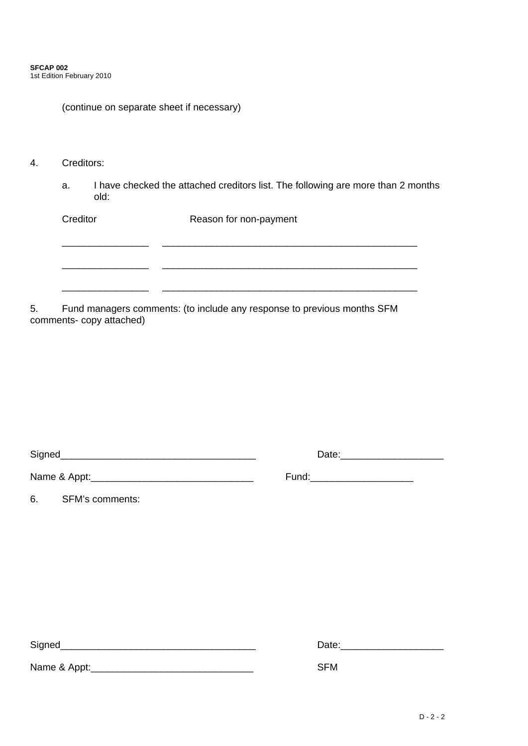(continue on separate sheet if necessary)

4. Creditors:

   a. I have checked the attached creditors list. The following are more than 2 months old:

| Creditor | Reason for non-payment |
|---|---|
| _______________ | _______________________________________________ |
| _______________ | _______________________________________________ |
| _______________ | _______________________________________________ |

5. Fund managers comments: (to include any response to previous months SFM comments- copy attached)

Signed___________________________________ Date:__________________

Name & Appt:_____________________________ Fund:__________________

6. SFM's comments:

Signed___________________________________ Date:__________________

Name & Appt:_____________________________ SFM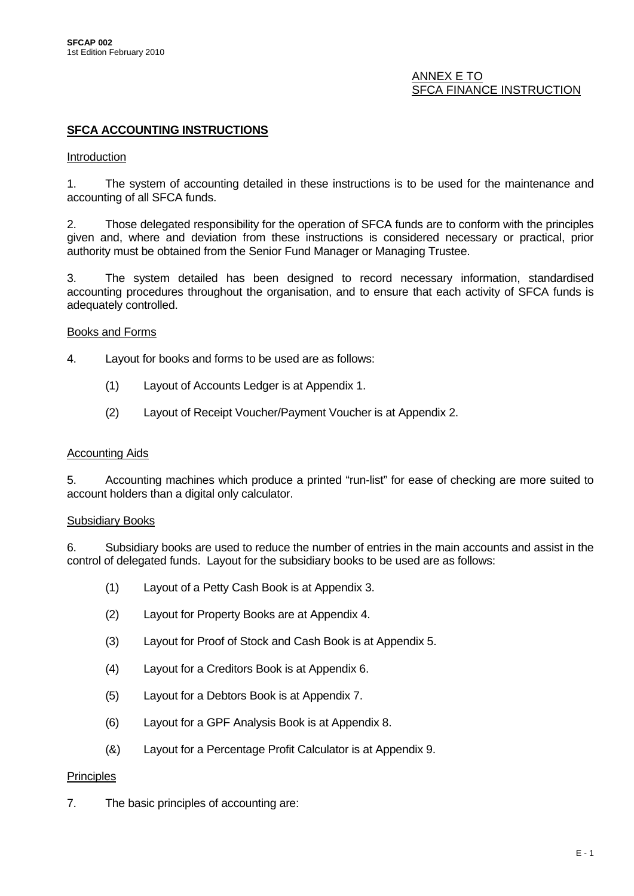ANNEX E TO
SFCA FINANCE INSTRUCTION

## SFCA ACCOUNTING INSTRUCTIONS

Introduction

1. The system of accounting detailed in these instructions is to be used for the maintenance and accounting of all SFCA funds.

2. Those delegated responsibility for the operation of SFCA funds are to conform with the principles given and, where and deviation from these instructions is considered necessary or practical, prior authority must be obtained from the Senior Fund Manager or Managing Trustee.

3. The system detailed has been designed to record necessary information, standardised accounting procedures throughout the organisation, and to ensure that each activity of SFCA funds is adequately controlled.

Books and Forms

4. Layout for books and forms to be used are as follows:

(1) Layout of Accounts Ledger is at Appendix 1.

(2) Layout of Receipt Voucher/Payment Voucher is at Appendix 2.

Accounting Aids

5. Accounting machines which produce a printed "run-list" for ease of checking are more suited to account holders than a digital only calculator.

Subsidiary Books

6. Subsidiary books are used to reduce the number of entries in the main accounts and assist in the control of delegated funds. Layout for the subsidiary books to be used are as follows:

(1) Layout of a Petty Cash Book is at Appendix 3.

(2) Layout for Property Books are at Appendix 4.

(3) Layout for Proof of Stock and Cash Book is at Appendix 5.

(4) Layout for a Creditors Book is at Appendix 6.

(5) Layout for a Debtors Book is at Appendix 7.

(6) Layout for a GPF Analysis Book is at Appendix 8.

(&) Layout for a Percentage Profit Calculator is at Appendix 9.

Principles

7. The basic principles of accounting are: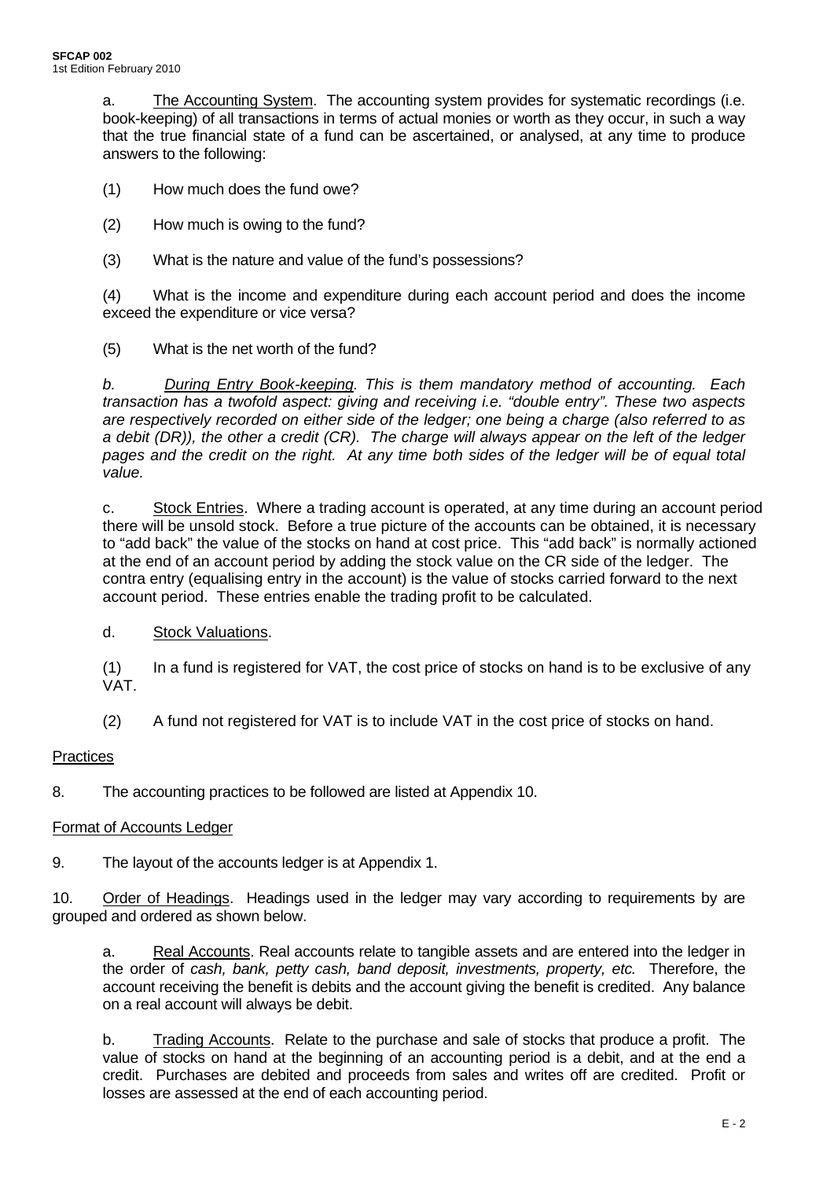a. <u>The Accounting System</u>. The accounting system provides for systematic recordings (i.e. book-keeping) of all transactions in terms of actual monies or worth as they occur, in such a way that the true financial state of a fund can be ascertained, or analysed, at any time to produce answers to the following:

(1) How much does the fund owe?

(2) How much is owing to the fund?

(3) What is the nature and value of the fund's possessions?

(4) What is the income and expenditure during each account period and does the income exceed the expenditure or vice versa?

(5) What is the net worth of the fund?

*b. <u>During Entry Book-keeping</u>. This is them mandatory method of accounting. Each transaction has a twofold aspect: giving and receiving i.e. "double entry". These two aspects are respectively recorded on either side of the ledger; one being a charge (also referred to as a debit (DR)), the other a credit (CR). The charge will always appear on the left of the ledger pages and the credit on the right. At any time both sides of the ledger will be of equal total value.*

c. <u>Stock Entries</u>. Where a trading account is operated, at any time during an account period there will be unsold stock. Before a true picture of the accounts can be obtained, it is necessary to "add back" the value of the stocks on hand at cost price. This "add back" is normally actioned at the end of an account period by adding the stock value on the CR side of the ledger. The contra entry (equalising entry in the account) is the value of stocks carried forward to the next account period. These entries enable the trading profit to be calculated.

d. <u>Stock Valuations</u>.

(1) In a fund is registered for VAT, the cost price of stocks on hand is to be exclusive of any VAT.

(2) A fund not registered for VAT is to include VAT in the cost price of stocks on hand.

<u>Practices</u>

8. The accounting practices to be followed are listed at Appendix 10.

<u>Format of Accounts Ledger</u>

9. The layout of the accounts ledger is at Appendix 1.

10. <u>Order of Headings</u>. Headings used in the ledger may vary according to requirements by are grouped and ordered as shown below.

a. <u>Real Accounts</u>. Real accounts relate to tangible assets and are entered into the ledger in the order of *cash, bank, petty cash, band deposit, investments, property, etc.* Therefore, the account receiving the benefit is debits and the account giving the benefit is credited. Any balance on a real account will always be debit.

b. <u>Trading Accounts</u>. Relate to the purchase and sale of stocks that produce a profit. The value of stocks on hand at the beginning of an accounting period is a debit, and at the end a credit. Purchases are debited and proceeds from sales and writes off are credited. Profit or losses are assessed at the end of each accounting period.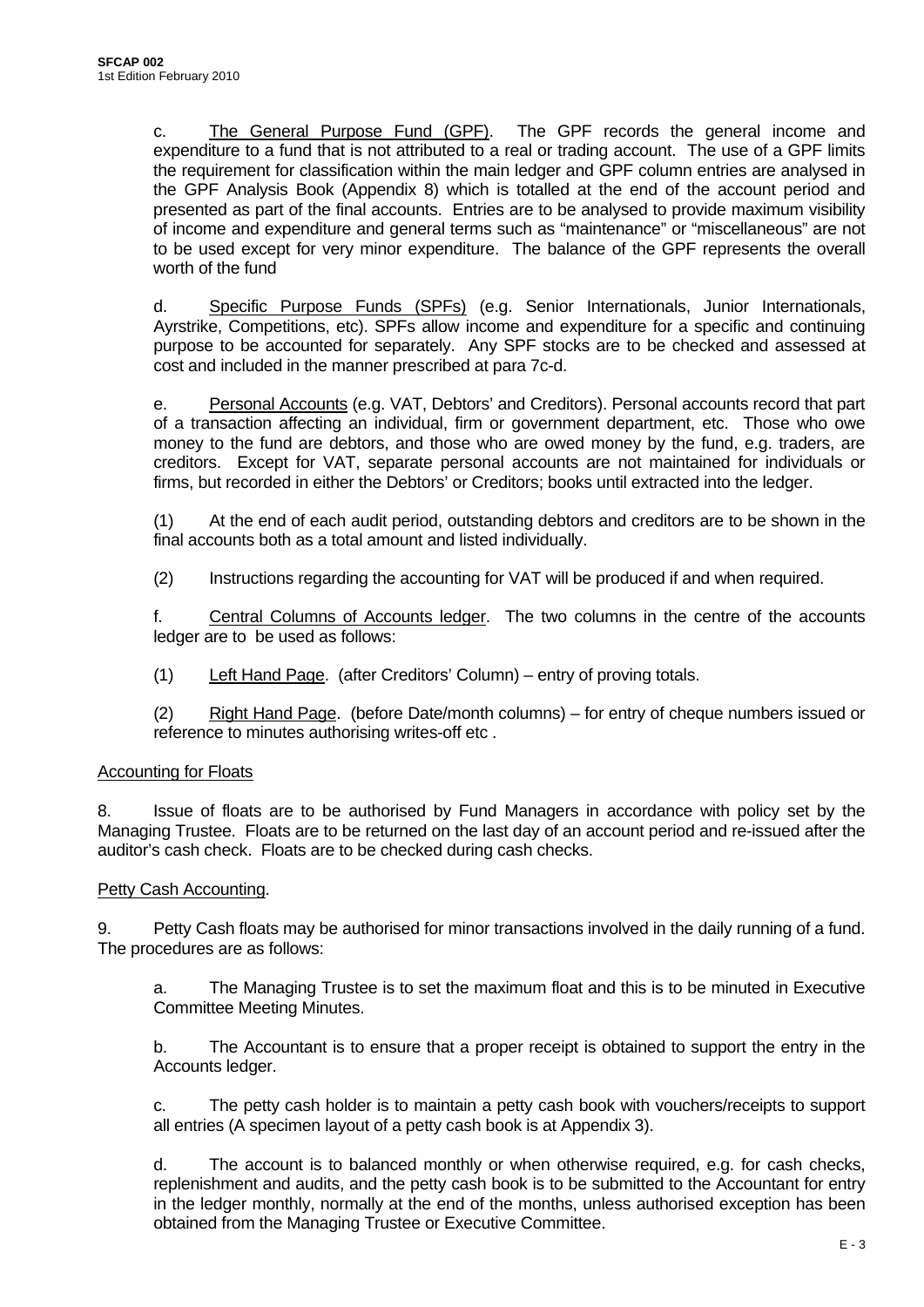c. The General Purpose Fund (GPF). The GPF records the general income and expenditure to a fund that is not attributed to a real or trading account. The use of a GPF limits the requirement for classification within the main ledger and GPF column entries are analysed in the GPF Analysis Book (Appendix 8) which is totalled at the end of the account period and presented as part of the final accounts. Entries are to be analysed to provide maximum visibility of income and expenditure and general terms such as "maintenance" or "miscellaneous" are not to be used except for very minor expenditure. The balance of the GPF represents the overall worth of the fund

d. Specific Purpose Funds (SPFs) (e.g. Senior Internationals, Junior Internationals, Ayrstrike, Competitions, etc). SPFs allow income and expenditure for a specific and continuing purpose to be accounted for separately. Any SPF stocks are to be checked and assessed at cost and included in the manner prescribed at para 7c-d.

e. Personal Accounts (e.g. VAT, Debtors' and Creditors). Personal accounts record that part of a transaction affecting an individual, firm or government department, etc. Those who owe money to the fund are debtors, and those who are owed money by the fund, e.g. traders, are creditors. Except for VAT, separate personal accounts are not maintained for individuals or firms, but recorded in either the Debtors' or Creditors; books until extracted into the ledger.

(1) At the end of each audit period, outstanding debtors and creditors are to be shown in the final accounts both as a total amount and listed individually.

(2) Instructions regarding the accounting for VAT will be produced if and when required.

f. Central Columns of Accounts ledger. The two columns in the centre of the accounts ledger are to be used as follows:

(1) Left Hand Page. (after Creditors' Column) – entry of proving totals.

(2) Right Hand Page. (before Date/month columns) – for entry of cheque numbers issued or reference to minutes authorising writes-off etc .

Accounting for Floats

8. Issue of floats are to be authorised by Fund Managers in accordance with policy set by the Managing Trustee. Floats are to be returned on the last day of an account period and re-issued after the auditor's cash check. Floats are to be checked during cash checks.

Petty Cash Accounting.

9. Petty Cash floats may be authorised for minor transactions involved in the daily running of a fund. The procedures are as follows:

a. The Managing Trustee is to set the maximum float and this is to be minuted in Executive Committee Meeting Minutes.

b. The Accountant is to ensure that a proper receipt is obtained to support the entry in the Accounts ledger.

c. The petty cash holder is to maintain a petty cash book with vouchers/receipts to support all entries (A specimen layout of a petty cash book is at Appendix 3).

d. The account is to balanced monthly or when otherwise required, e.g. for cash checks, replenishment and audits, and the petty cash book is to be submitted to the Accountant for entry in the ledger monthly, normally at the end of the months, unless authorised exception has been obtained from the Managing Trustee or Executive Committee.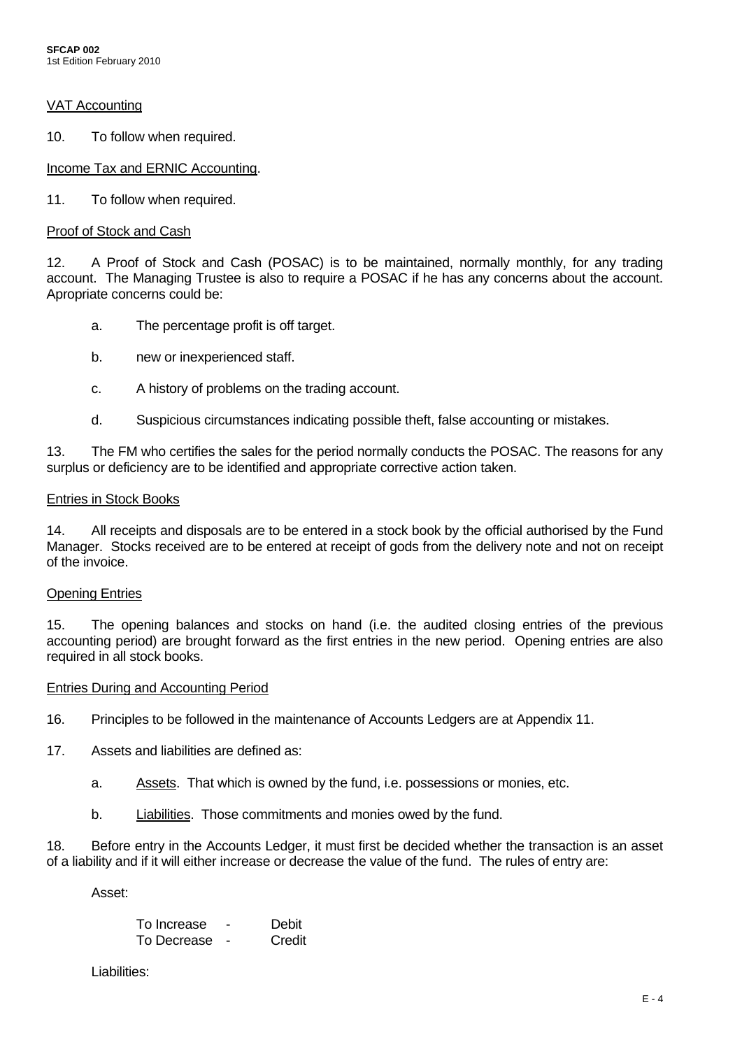## VAT Accounting

10. To follow when required.

## Income Tax and ERNIC Accounting.

11. To follow when required.

## Proof of Stock and Cash

12. A Proof of Stock and Cash (POSAC) is to be maintained, normally monthly, for any trading account. The Managing Trustee is also to require a POSAC if he has any concerns about the account. Apropriate concerns could be:

a. The percentage profit is off target.

b. new or inexperienced staff.

c. A history of problems on the trading account.

d. Suspicious circumstances indicating possible theft, false accounting or mistakes.

13. The FM who certifies the sales for the period normally conducts the POSAC. The reasons for any surplus or deficiency are to be identified and appropriate corrective action taken.

## Entries in Stock Books

14. All receipts and disposals are to be entered in a stock book by the official authorised by the Fund Manager. Stocks received are to be entered at receipt of gods from the delivery note and not on receipt of the invoice.

## Opening Entries

15. The opening balances and stocks on hand (i.e. the audited closing entries of the previous accounting period) are brought forward as the first entries in the new period. Opening entries are also required in all stock books.

## Entries During and Accounting Period

16. Principles to be followed in the maintenance of Accounts Ledgers are at Appendix 11.

17. Assets and liabilities are defined as:

a. Assets. That which is owned by the fund, i.e. possessions or monies, etc.

b. Liabilities. Those commitments and monies owed by the fund.

18. Before entry in the Accounts Ledger, it must first be decided whether the transaction is an asset of a liability and if it will either increase or decrease the value of the fund. The rules of entry are:

Asset:

| | | |
|---|---|---|
| To Increase | - | Debit |
| To Decrease | - | Credit |

Liabilities: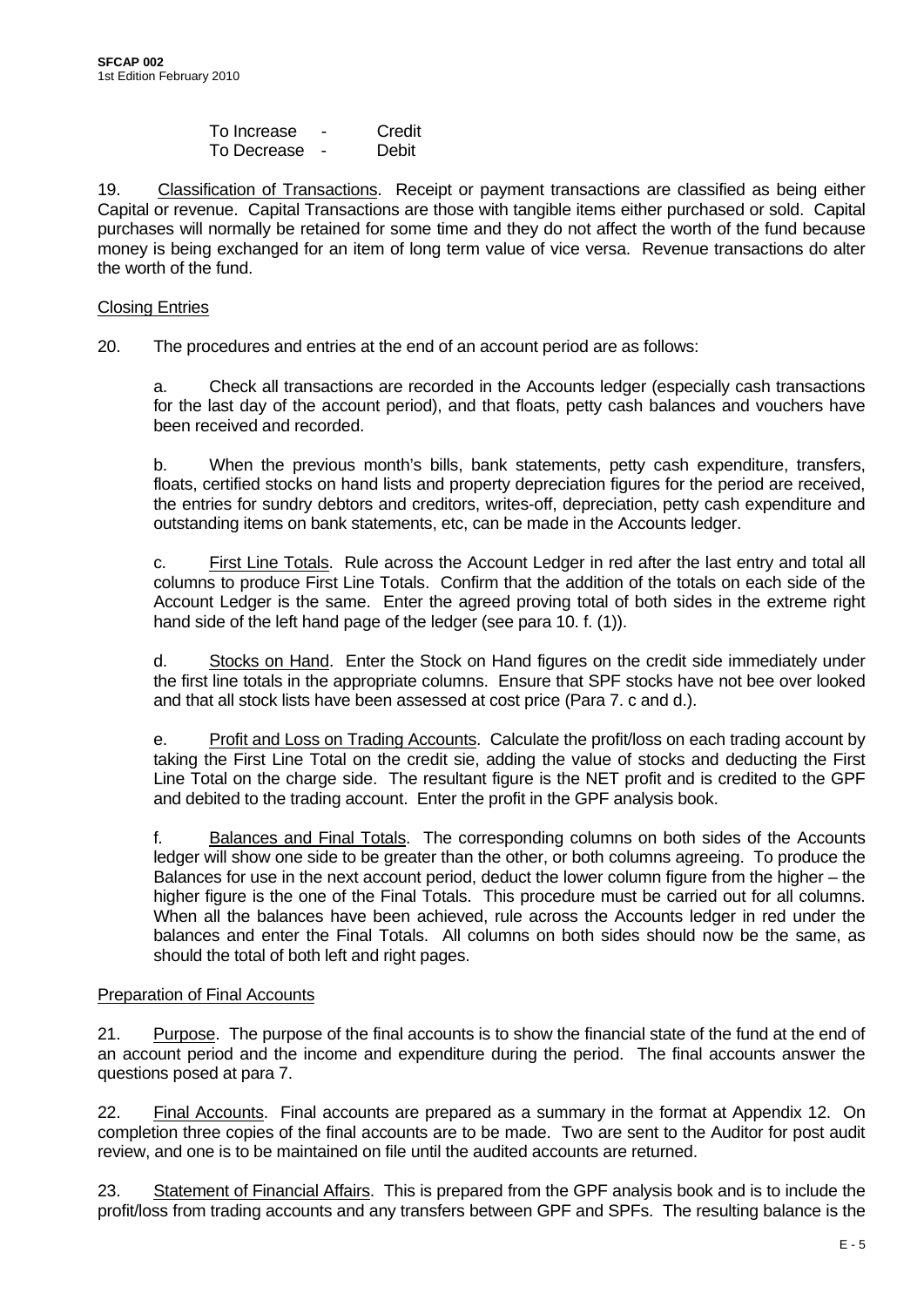To Increase - Credit
To Decrease - Debit

19. Classification of Transactions. Receipt or payment transactions are classified as being either Capital or revenue. Capital Transactions are those with tangible items either purchased or sold. Capital purchases will normally be retained for some time and they do not affect the worth of the fund because money is being exchanged for an item of long term value of vice versa. Revenue transactions do alter the worth of the fund.

## Closing Entries

20. The procedures and entries at the end of an account period are as follows:

a. Check all transactions are recorded in the Accounts ledger (especially cash transactions for the last day of the account period), and that floats, petty cash balances and vouchers have been received and recorded.

b. When the previous month's bills, bank statements, petty cash expenditure, transfers, floats, certified stocks on hand lists and property depreciation figures for the period are received, the entries for sundry debtors and creditors, writes-off, depreciation, petty cash expenditure and outstanding items on bank statements, etc, can be made in the Accounts ledger.

c. First Line Totals. Rule across the Account Ledger in red after the last entry and total all columns to produce First Line Totals. Confirm that the addition of the totals on each side of the Account Ledger is the same. Enter the agreed proving total of both sides in the extreme right hand side of the left hand page of the ledger (see para 10. f. (1)).

d. Stocks on Hand. Enter the Stock on Hand figures on the credit side immediately under the first line totals in the appropriate columns. Ensure that SPF stocks have not bee over looked and that all stock lists have been assessed at cost price (Para 7. c and d.).

e. Profit and Loss on Trading Accounts. Calculate the profit/loss on each trading account by taking the First Line Total on the credit sie, adding the value of stocks and deducting the First Line Total on the charge side. The resultant figure is the NET profit and is credited to the GPF and debited to the trading account. Enter the profit in the GPF analysis book.

f. Balances and Final Totals. The corresponding columns on both sides of the Accounts ledger will show one side to be greater than the other, or both columns agreeing. To produce the Balances for use in the next account period, deduct the lower column figure from the higher – the higher figure is the one of the Final Totals. This procedure must be carried out for all columns. When all the balances have been achieved, rule across the Accounts ledger in red under the balances and enter the Final Totals. All columns on both sides should now be the same, as should the total of both left and right pages.

## Preparation of Final Accounts

21. Purpose. The purpose of the final accounts is to show the financial state of the fund at the end of an account period and the income and expenditure during the period. The final accounts answer the questions posed at para 7.

22. Final Accounts. Final accounts are prepared as a summary in the format at Appendix 12. On completion three copies of the final accounts are to be made. Two are sent to the Auditor for post audit review, and one is to be maintained on file until the audited accounts are returned.

23. Statement of Financial Affairs. This is prepared from the GPF analysis book and is to include the profit/loss from trading accounts and any transfers between GPF and SPFs. The resulting balance is the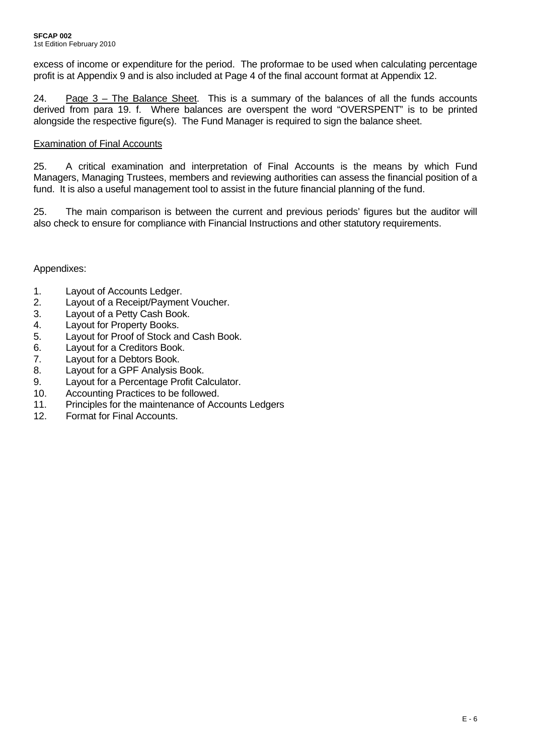excess of income or expenditure for the period. The proformae to be used when calculating percentage profit is at Appendix 9 and is also included at Page 4 of the final account format at Appendix 12.

24. <u>Page 3 – The Balance Sheet</u>. This is a summary of the balances of all the funds accounts derived from para 19. f. Where balances are overspent the word "OVERSPENT" is to be printed alongside the respective figure(s). The Fund Manager is required to sign the balance sheet.

<u>Examination of Final Accounts</u>

25. A critical examination and interpretation of Final Accounts is the means by which Fund Managers, Managing Trustees, members and reviewing authorities can assess the financial position of a fund. It is also a useful management tool to assist in the future financial planning of the fund.

25. The main comparison is between the current and previous periods' figures but the auditor will also check to ensure for compliance with Financial Instructions and other statutory requirements.

Appendixes:

1. Layout of Accounts Ledger.
2. Layout of a Receipt/Payment Voucher.
3. Layout of a Petty Cash Book.
4. Layout for Property Books.
5. Layout for Proof of Stock and Cash Book.
6. Layout for a Creditors Book.
7. Layout for a Debtors Book.
8. Layout for a GPF Analysis Book.
9. Layout for a Percentage Profit Calculator.
10. Accounting Practices to be followed.
11. Principles for the maintenance of Accounts Ledgers
12. Format for Final Accounts.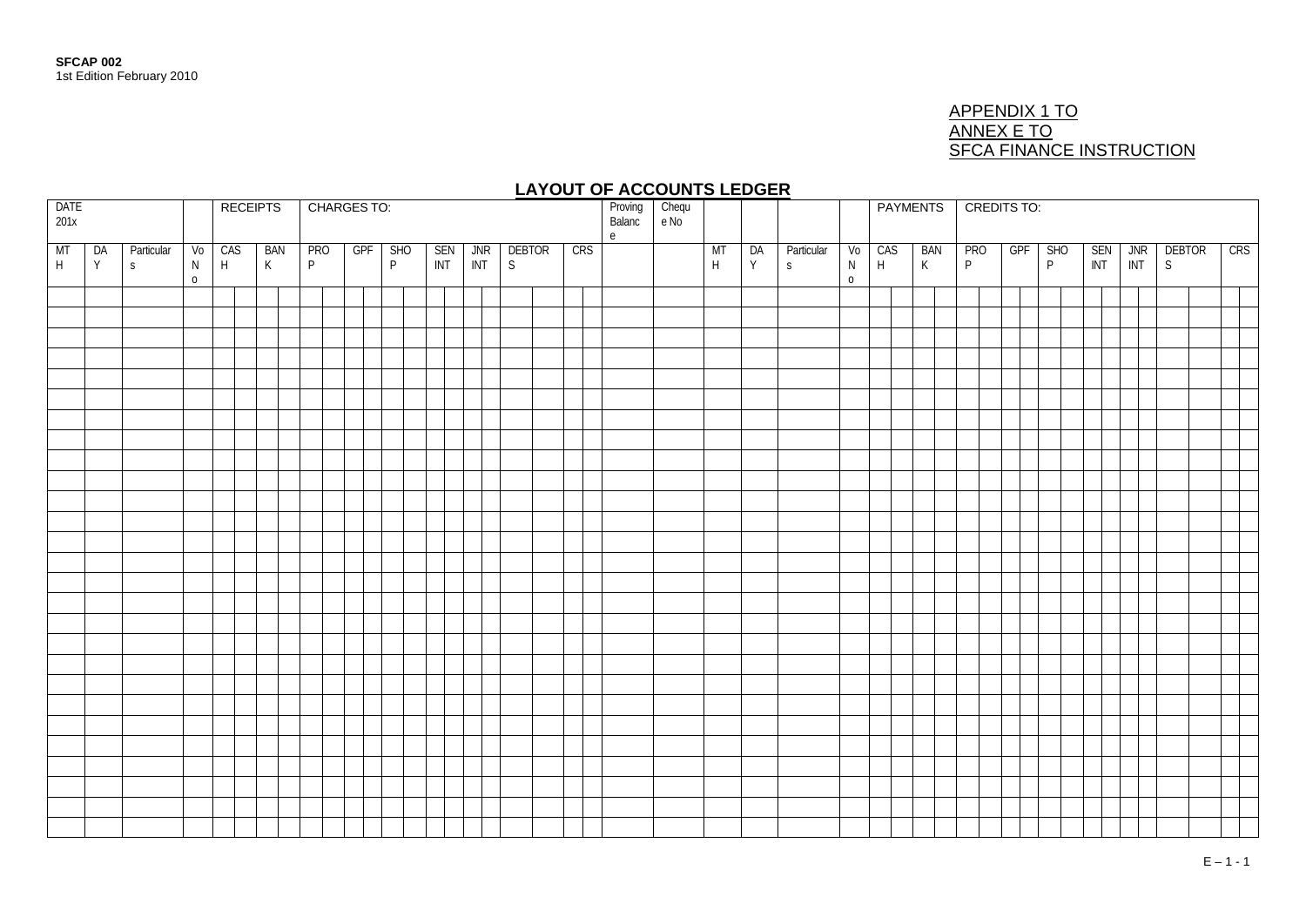SFCAP 002
1st Edition February 2010

APPENDIX 1 TO
ANNEX E TO
SFCA FINANCE INSTRUCTION

## LAYOUT OF ACCOUNTS LEDGER

| DATE 201x | | | | RECEIPTS | | CHARGES TO: | | | | | | | Proving Balance | Cheque No | | | | | PAYMENTS | | CREDITS TO: | | | | | | |
|---|---|---|---|---|---|---|---|---|---|---|---|---|---|---|---|---|---|---|---|---|---|---|---|---|---|---|---|
| MTH | DAY | Particulars | Vo No | CASH | BANK | PROP | GPF | SHOP | SEN INT | JNR INT | DEBTORS | CRS | | | MTH | DAY | Particulars | Vo No | CASH | BANK | PROP | GPF | SHOP | SEN INT | JNR INT | DEBTORS | CRS |
| | | | | | | | | | | | | | | | | | | | | | | | | | | | |
| | | | | | | | | | | | | | | | | | | | | | | | | | | | |
| | | | | | | | | | | | | | | | | | | | | | | | | | | | |
| | | | | | | | | | | | | | | | | | | | | | | | | | | | |
| | | | | | | | | | | | | | | | | | | | | | | | | | | | |
| | | | | | | | | | | | | | | | | | | | | | | | | | | | |
| | | | | | | | | | | | | | | | | | | | | | | | | | | | |
| | | | | | | | | | | | | | | | | | | | | | | | | | | | |
| | | | | | | | | | | | | | | | | | | | | | | | | | | | |
| | | | | | | | | | | | | | | | | | | | | | | | | | | | |
| | | | | | | | | | | | | | | | | | | | | | | | | | | | |
| | | | | | | | | | | | | | | | | | | | | | | | | | | | |
| | | | | | | | | | | | | | | | | | | | | | | | | | | | |
| | | | | | | | | | | | | | | | | | | | | | | | | | | | |
| | | | | | | | | | | | | | | | | | | | | | | | | | | | |
| | | | | | | | | | | | | | | | | | | | | | | | | | | | |
| | | | | | | | | | | | | | | | | | | | | | | | | | | | |
| | | | | | | | | | | | | | | | | | | | | | | | | | | | |
| | | | | | | | | | | | | | | | | | | | | | | | | | | | |
| | | | | | | | | | | | | | | | | | | | | | | | | | | | |
| | | | | | | | | | | | | | | | | | | | | | | | | | | | |
| | | | | | | | | | | | | | | | | | | | | | | | | | | | |
| | | | | | | | | | | | | | | | | | | | | | | | | | | | |
| | | | | | | | | | | | | | | | | | | | | | | | | | | | |
| | | | | | | | | | | | | | | | | | | | | | | | | | | | |
| | | | | | | | | | | | | | | | | | | | | | | | | | | | |
| | | | | | | | | | | | | | | | | | | | | | | | | | | | |

E – 1 - 1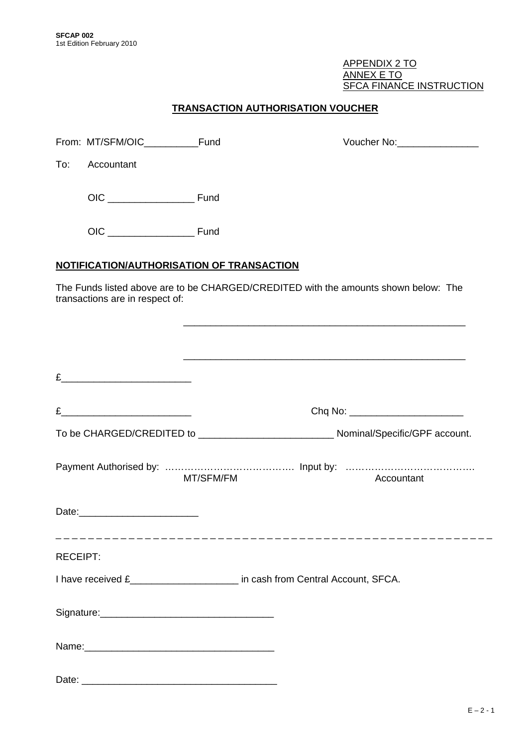APPENDIX 2 TO
ANNEX E TO
SFCA FINANCE INSTRUCTION

## TRANSACTION AUTHORISATION VOUCHER

From: MT/SFM/OIC__________Fund  Voucher No:_______________

To: Accountant

OIC ________________ Fund

OIC ________________ Fund

### NOTIFICATION/AUTHORISATION OF TRANSACTION

The Funds listed above are to be CHARGED/CREDITED with the amounts shown below: The transactions are in respect of:

_____________________________________________________

_____________________________________________________

£________________________

£________________________  Chq No: _____________________

To be CHARGED/CREDITED to _________________________ Nominal/Specific/GPF account.

Payment Authorised by: …………………………………. Input by: ………………………………….
MT/SFM/FM  Accountant

Date:______________________

_ _ _ _ _ _ _ _ _ _ _ _ _ _ _ _ _ _ _ _ _ _ _ _ _ _ _ _ _ _ _ _ _ _ _ _ _ _ _ _ _ _ _ _ _ _ _ _ _ _ _ _ _ _ _ _

RECEIPT:

I have received £____________________ in cash from Central Account, SFCA.

Signature:________________________________

Name:___________________________________

Date: ____________________________________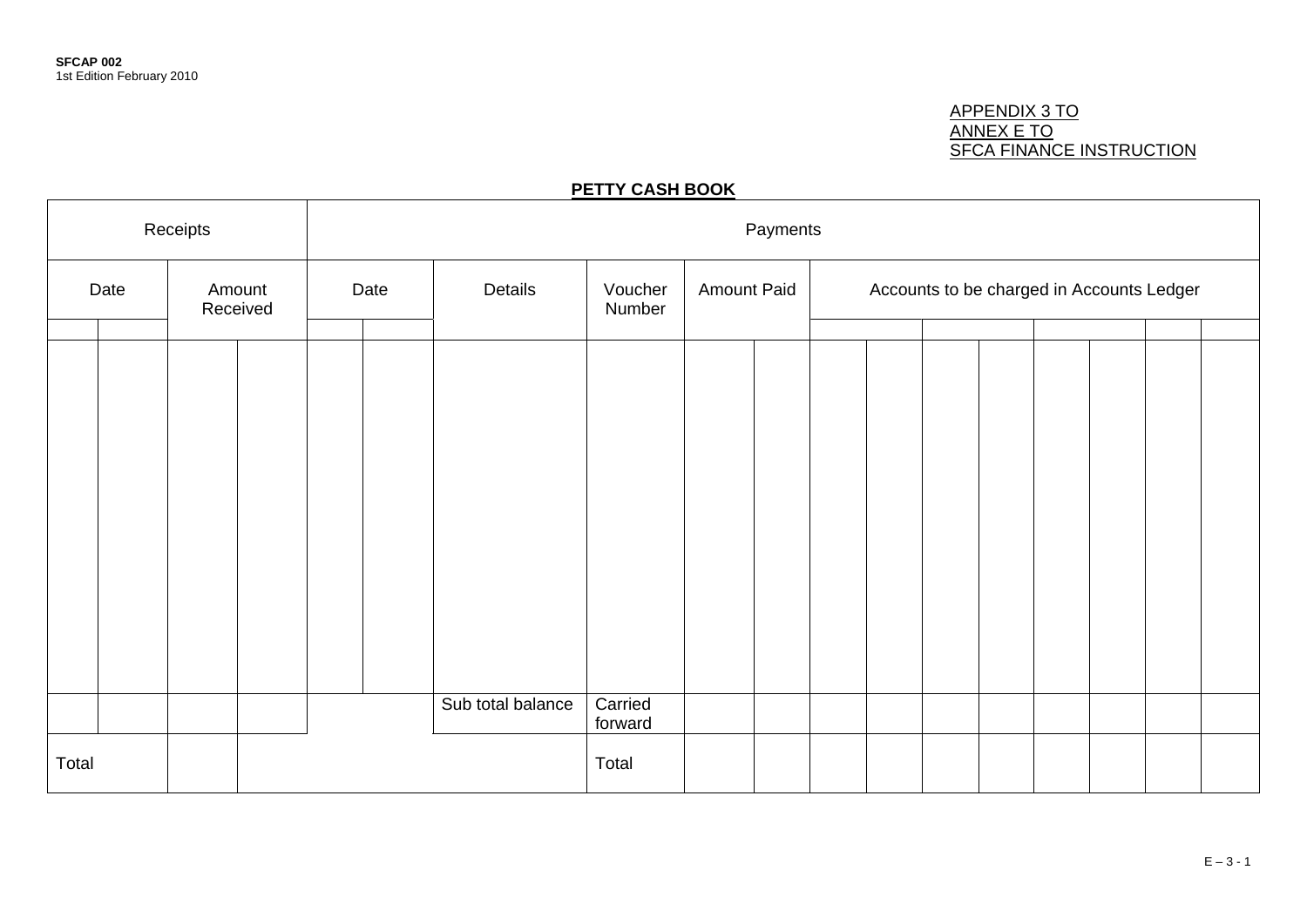APPENDIX 3 TO
ANNEX E TO
SFCA FINANCE INSTRUCTION

## PETTY CASH BOOK

| Receipts | | | | Payments | | | | | | | | | | | | | | | |
|---|---|---|---|---|---|---|---|---|---|---|---|---|---|---|---|---|---|---|---|
| Date | | Amount Received | | Date | | Details | Voucher Number | Amount Paid | | Accounts to be charged in Accounts Ledger | | | | | | | | | |
| | | | | | | | | | | | | | | | | | | | |
| | | | | | | Sub total balance | Carried forward | | | | | | | | | | | | |
| Total | | | | | | | Total | | | | | | | | | | | | |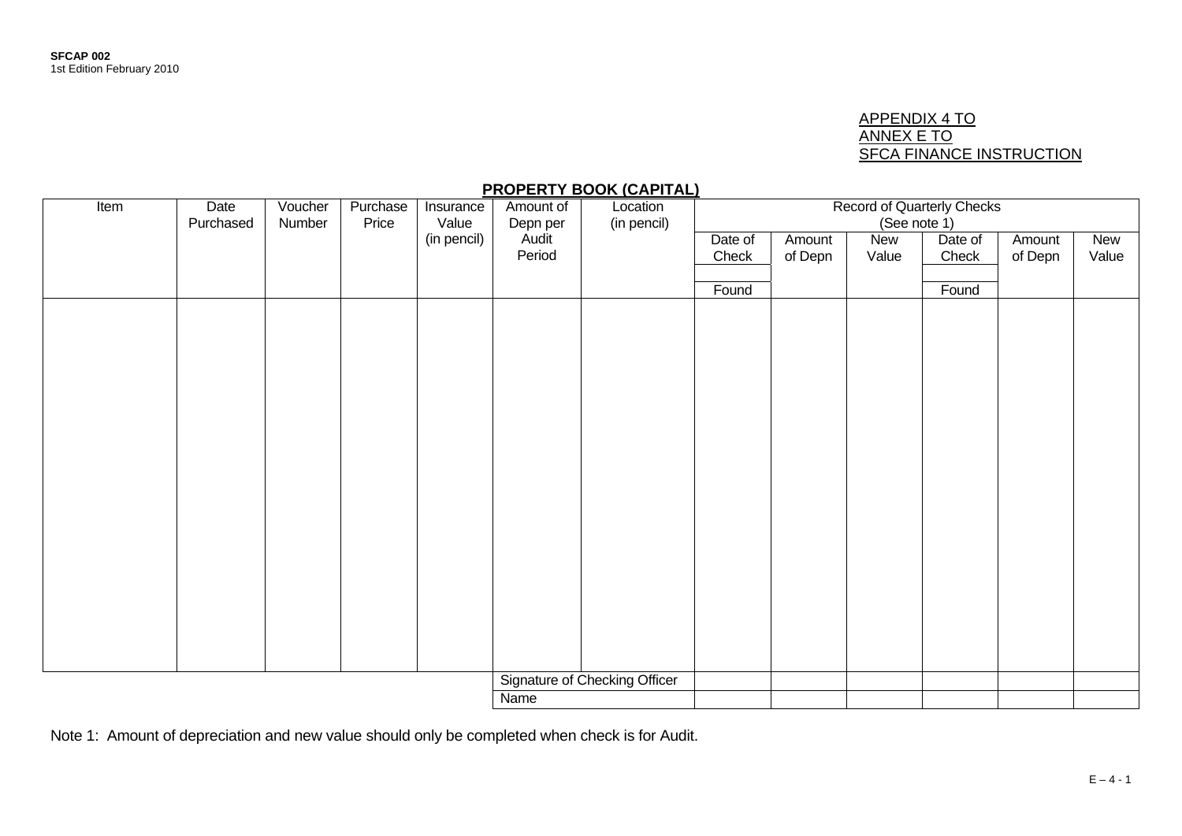SFCAP 002
1st Edition February 2010

APPENDIX 4 TO
ANNEX E TO
SFCA FINANCE INSTRUCTION

## PROPERTY BOOK (CAPITAL)

| Item | Date Purchased | Voucher Number | Purchase Price | Insurance Value (in pencil) | Amount of Depn per Audit Period | Location (in pencil) | Record of Quarterly Checks (See note 1) | | | | | |
|---|---|---|---|---|---|---|---|---|---|---|---|---|
| | | | | | | | Date of Check / Found | Amount of Depn | New Value | Date of Check / Found | Amount of Depn | New Value |
| | | | | | | | | | | | | |
| | | | | | Signature of Checking Officer | | | | | | | |
| | | | | | Name | | | | | | | |

Note 1: Amount of depreciation and new value should only be completed when check is for Audit.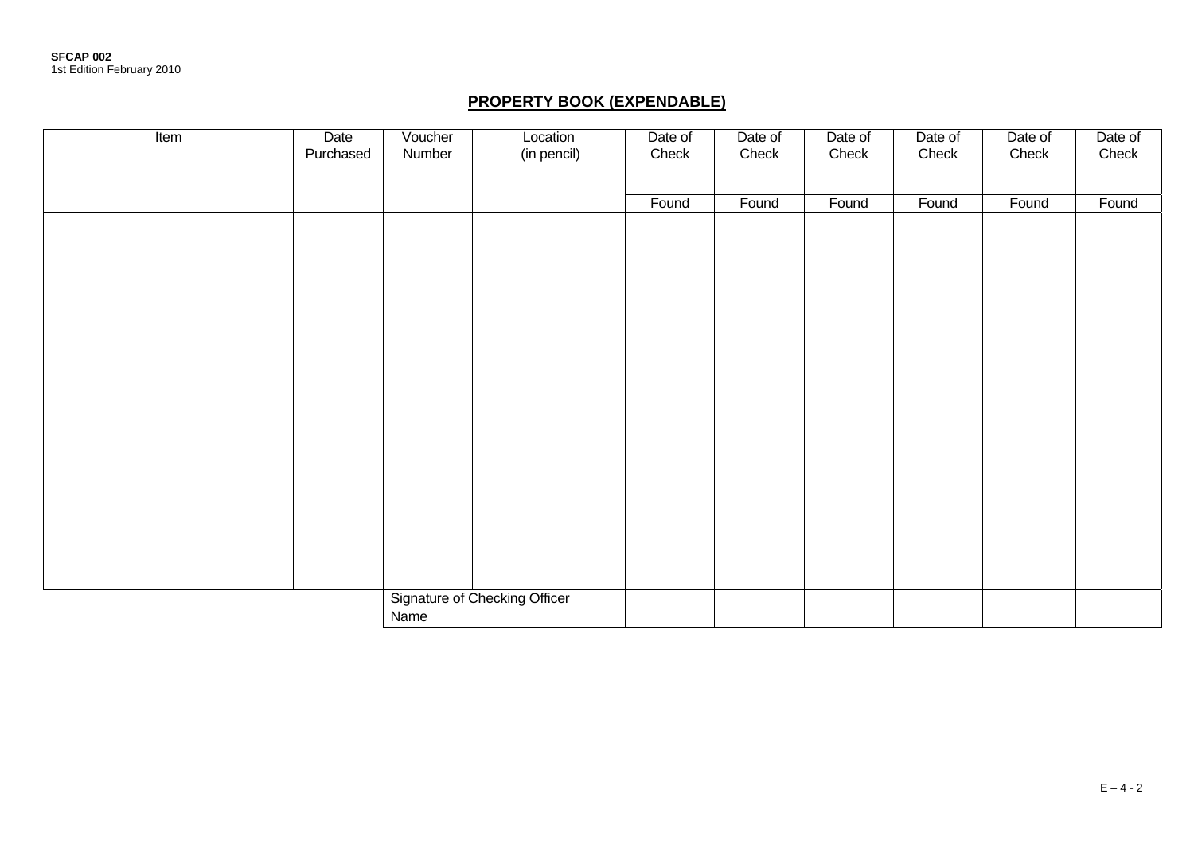## PROPERTY BOOK (EXPENDABLE)

| Item | Date Purchased | Voucher Number | Location (in pencil) | Date of Check | Date of Check | Date of Check | Date of Check | Date of Check | Date of Check |
|---|---|---|---|---|---|---|---|---|---|
| | | | | | | | | | |
| | | | | Found | Found | Found | Found | Found | Found |
| | | | | | | | | | |
| | | Signature of Checking Officer | | | | | | | |
| | | Name | | | | | | | |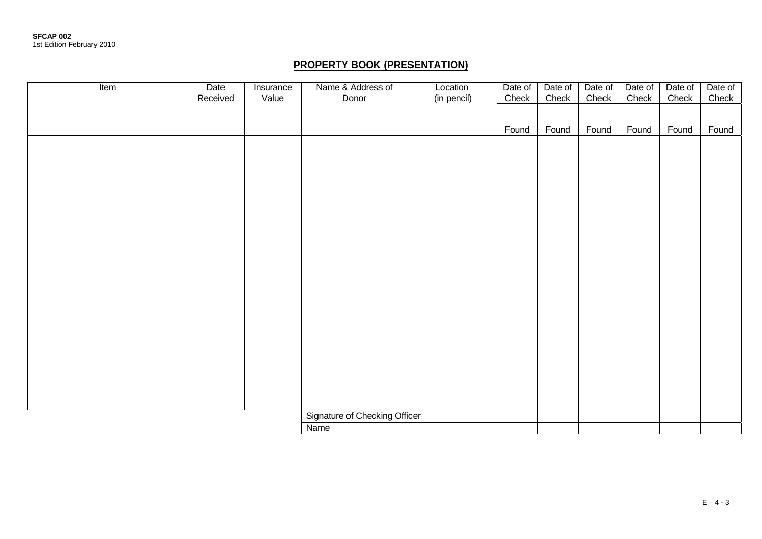**SFCAP 002**
1st Edition February 2010

## PROPERTY BOOK (PRESENTATION)

| Item | Date Received | Insurance Value | Name & Address of Donor | Location (in pencil) | Date of Check | Date of Check | Date of Check | Date of Check | Date of Check | Date of Check |
|---|---|---|---|---|---|---|---|---|---|---|
| | | | | | | | | | | |
| | | | | | Found | Found | Found | Found | Found | Found |
| | | | | | | | | | | |
| | | | Signature of Checking Officer | | | | | | | |
| | | | Name | | | | | | | |

E – 4 - 3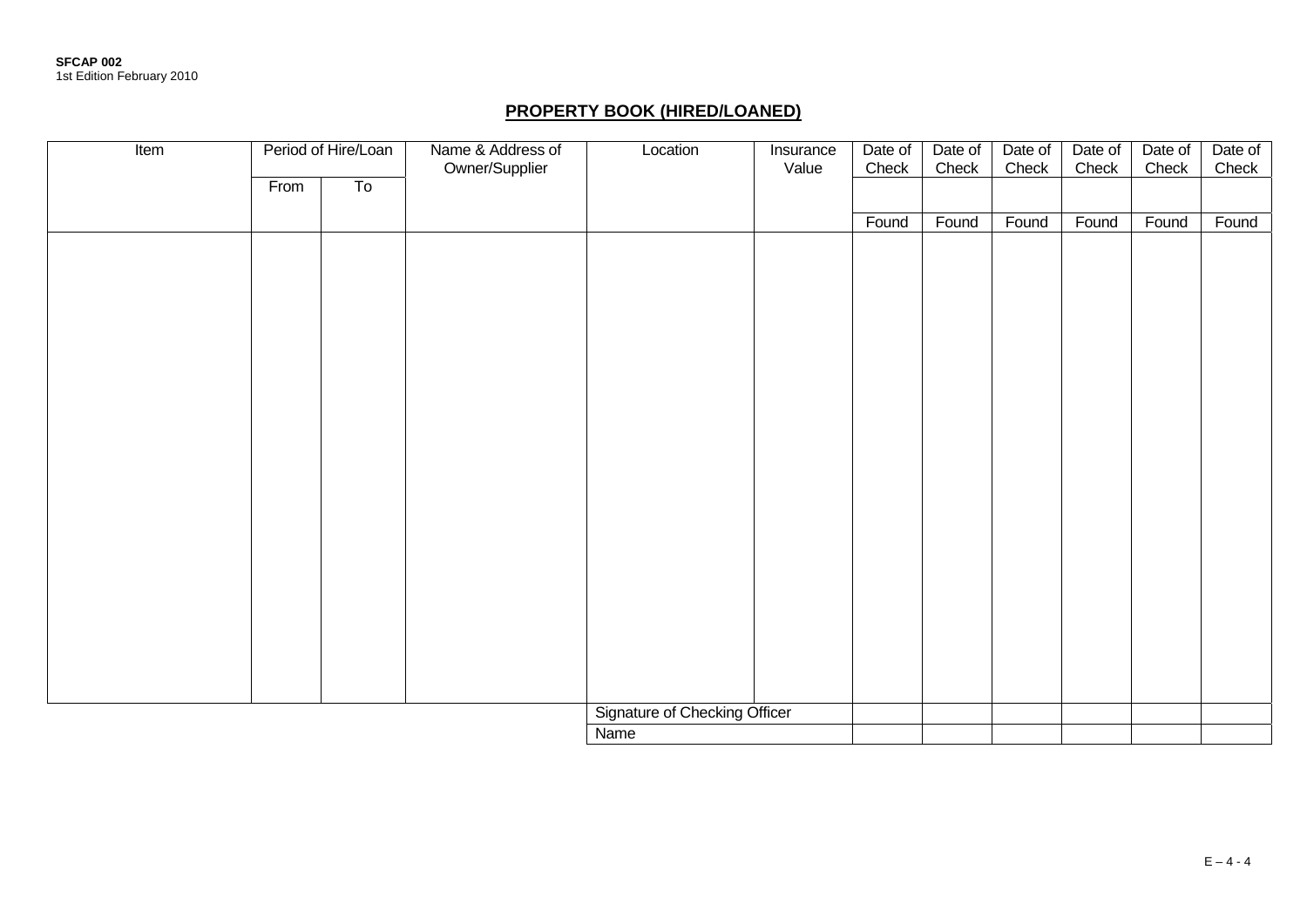SFCAP 002
1st Edition February 2010

# PROPERTY BOOK (HIRED/LOANED)

| Item | Period of Hire/Loan | | Name & Address of Owner/Supplier | Location | Insurance Value | Date of Check | Date of Check | Date of Check | Date of Check | Date of Check | Date of Check |
|---|---|---|---|---|---|---|---|---|---|---|---|
| | From | To | | | | | | | | | |
| | | | | | | Found | Found | Found | Found | Found | Found |
| | | | | | | | | | | | |
| | | | | Signature of Checking Officer | | | | | | | |
| | | | | Name | | | | | | | |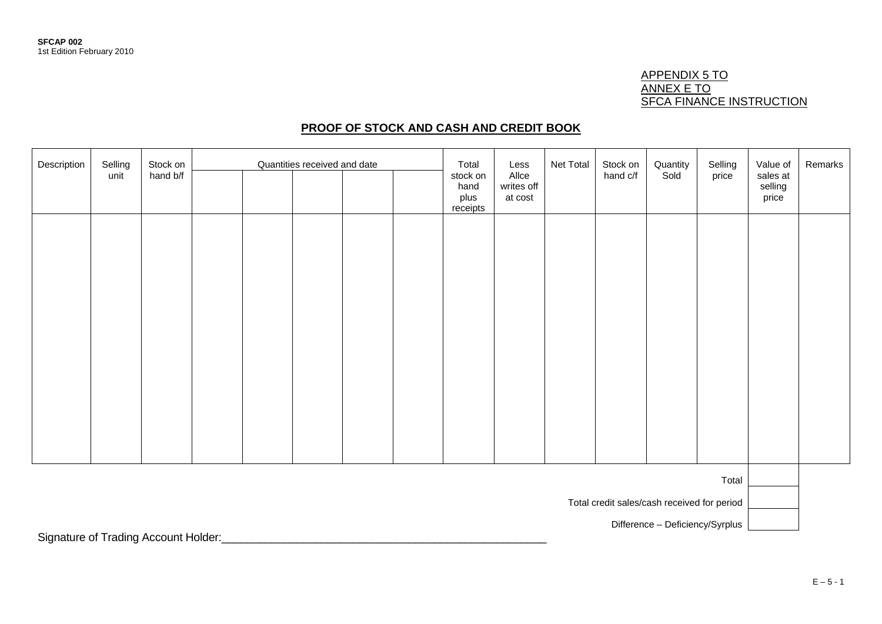SFCAP 002
1st Edition February 2010

APPENDIX 5 TO
ANNEX E TO
SFCA FINANCE INSTRUCTION

## PROOF OF STOCK AND CASH AND CREDIT BOOK

| Description | Selling unit | Stock on hand b/f | Quantities received and date | | | | | Total stock on hand plus receipts | Less Allce writes off at cost | Net Total | Stock on hand c/f | Quantity Sold | Selling price | Value of sales at selling price | Remarks |
|---|---|---|---|---|---|---|---|---|---|---|---|---|---|---|---|
| | | | | | | | | | | | | | | | |

| | |
|---|---|
| Total | |
| Total credit sales/cash received for period | |
| Difference – Deficiency/Syrplus | |

Signature of Trading Account Holder:_______________________________________________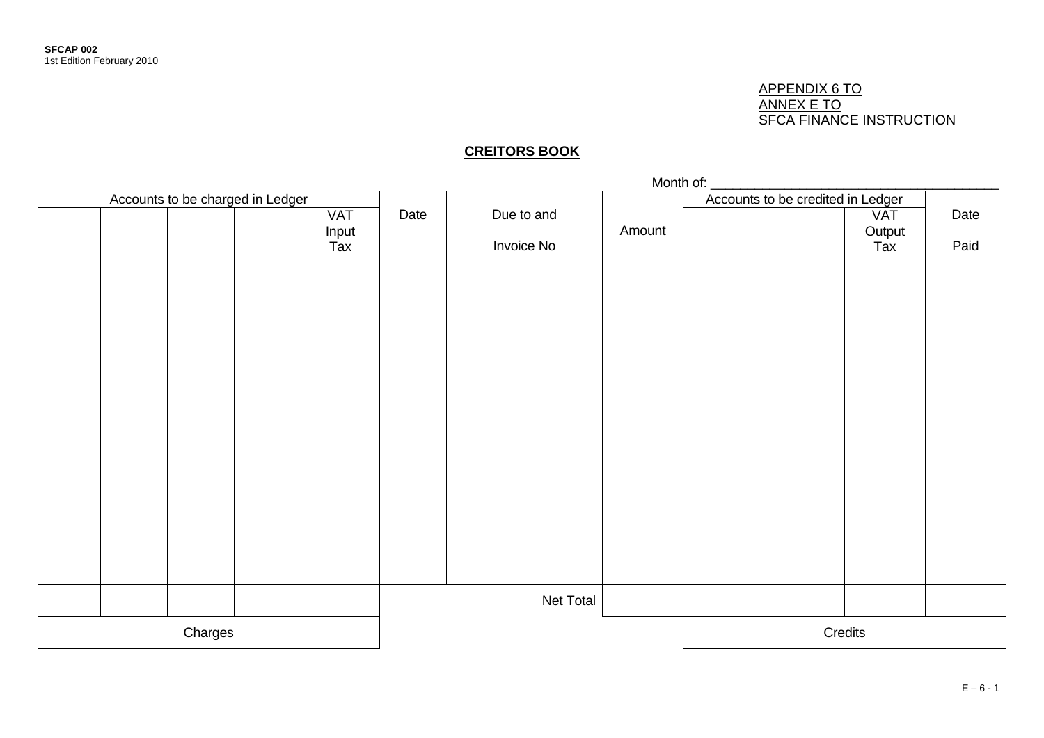SFCAP 002
1st Edition February 2010

APPENDIX 6 TO
ANNEX E TO
SFCA FINANCE INSTRUCTION

## CREITORS BOOK

Month of: ________________________________________

| Accounts to be charged in Ledger | | | | | | | | Accounts to be credited in Ledger | | | |
|---|---|---|---|---|---|---|---|---|---|---|---|
| | | | | VAT Input Tax | Date | Due to and Invoice No | Amount | | | VAT Output Tax | Date Paid |
| | | | | | | | | | | | |
| | | | | | | Net Total | | | | | |
| Charges | | | | | | | | Credits | | | |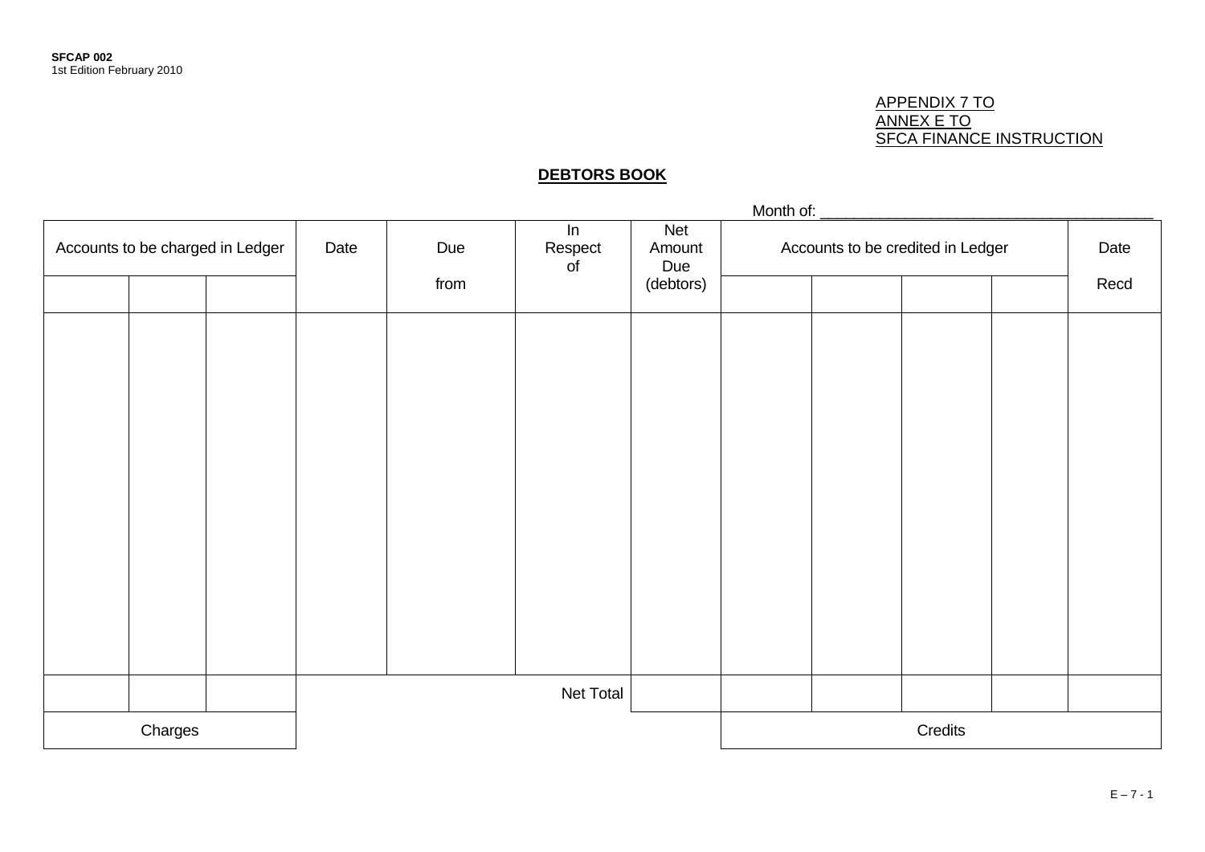APPENDIX 7 TO
ANNEX E TO
SFCA FINANCE INSTRUCTION

## DEBTORS BOOK

Month of: ______________________________________

| Accounts to be charged in Ledger | | | Date | Due from | In Respect of | Net Amount Due (debtors) | Accounts to be credited in Ledger | | | | Date Recd |
|---|---|---|---|---|---|---|---|---|---|---|---|
| | | | | | | | | | | | |
| | | | | | | | | | | | |
| | | | Net Total | | | | | | | | |
| Charges | | | | | | | Credits | | | | |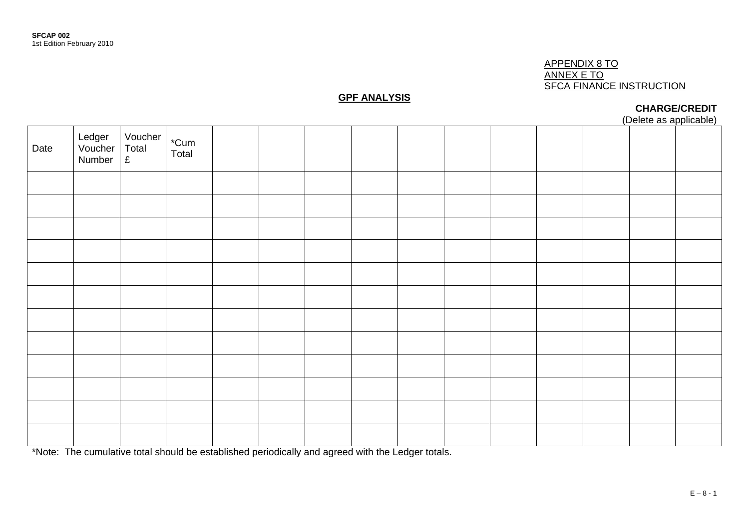APPENDIX 8 TO
ANNEX E TO
SFCA FINANCE INSTRUCTION

## GPF ANALYSIS

**CHARGE/CREDIT**
(Delete as applicable)

| Date | Ledger Voucher Number | Voucher Total £ | *Cum Total | | | | | | | | | | | |
|---|---|---|---|---|---|---|---|---|---|---|---|---|---|---|
| | | | | | | | | | | | | | | |
| | | | | | | | | | | | | | | |
| | | | | | | | | | | | | | | |
| | | | | | | | | | | | | | | |
| | | | | | | | | | | | | | | |
| | | | | | | | | | | | | | | |
| | | | | | | | | | | | | | | |
| | | | | | | | | | | | | | | |
| | | | | | | | | | | | | | | |
| | | | | | | | | | | | | | | |
| | | | | | | | | | | | | | | |
| | | | | | | | | | | | | | | |

*Note: The cumulative total should be established periodically and agreed with the Ledger totals.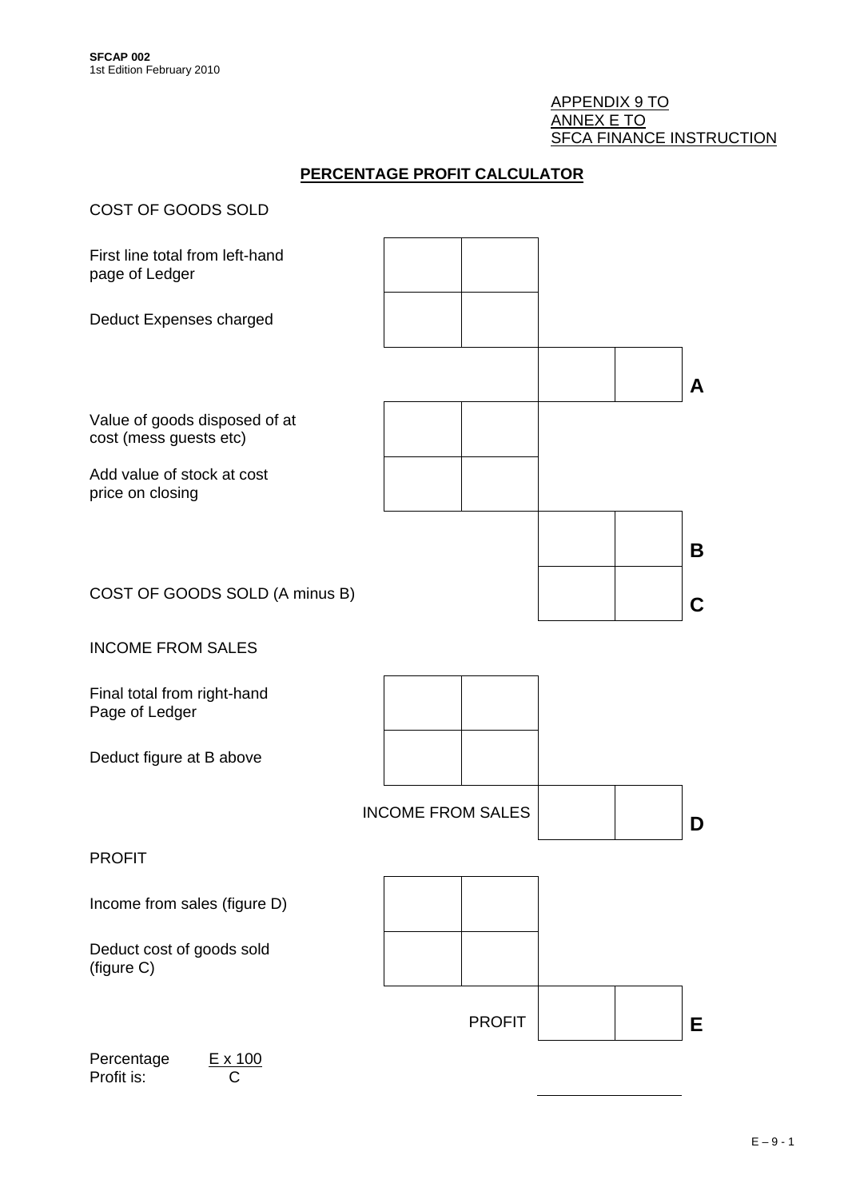APPENDIX 9 TO
ANNEX E TO
SFCA FINANCE INSTRUCTION

## PERCENTAGE PROFIT CALCULATOR

COST OF GOODS SOLD

| | | | | | |
|---|---|---|---|---|---|
| First line total from left-hand page of Ledger | | | | | |
| Deduct Expenses charged | | | | | |
| | | | | | **A** |
| Value of goods disposed of at cost (mess guests etc) | | | | | |
| Add value of stock at cost price on closing | | | | | |
| | | | | | **B** |
| COST OF GOODS SOLD (A minus B) | | | | | **C** |

INCOME FROM SALES

| | | | | | |
|---|---|---|---|---|---|
| Final total from right-hand Page of Ledger | | | | | |
| Deduct figure at B above | | | | | |
| | INCOME FROM SALES | | | | **D** |

PROFIT

| | | | | | |
|---|---|---|---|---|---|
| Income from sales (figure D) | | | | | |
| Deduct cost of goods sold (figure C) | | | | | |
| | PROFIT | | | | **E** |

Percentage Profit is: $\frac{E \times 100}{C}$ \_\_\_\_\_\_\_\_\_\_\_\_\_\_\_\_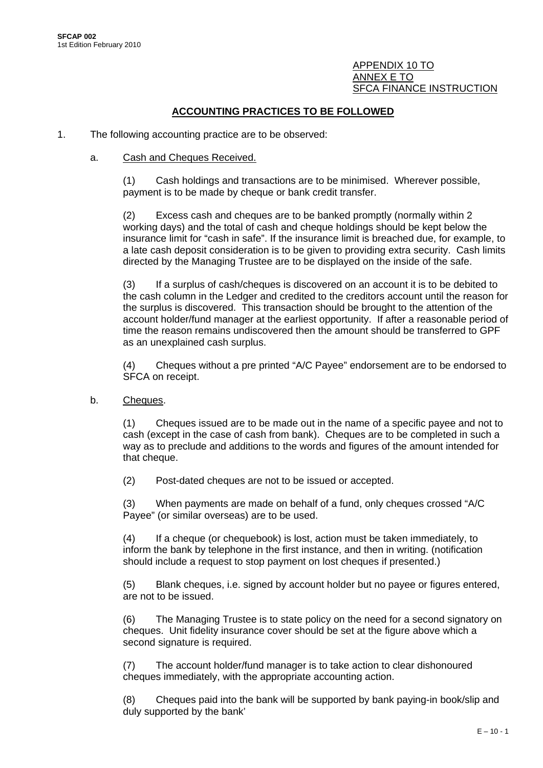APPENDIX 10 TO
ANNEX E TO
SFCA FINANCE INSTRUCTION

## ACCOUNTING PRACTICES TO BE FOLLOWED

1. The following accounting practice are to be observed:

   a. Cash and Cheques Received.

      (1) Cash holdings and transactions are to be minimised. Wherever possible, payment is to be made by cheque or bank credit transfer.

      (2) Excess cash and cheques are to be banked promptly (normally within 2 working days) and the total of cash and cheque holdings should be kept below the insurance limit for "cash in safe". If the insurance limit is breached due, for example, to a late cash deposit consideration is to be given to providing extra security. Cash limits directed by the Managing Trustee are to be displayed on the inside of the safe.

      (3) If a surplus of cash/cheques is discovered on an account it is to be debited to the cash column in the Ledger and credited to the creditors account until the reason for the surplus is discovered. This transaction should be brought to the attention of the account holder/fund manager at the earliest opportunity. If after a reasonable period of time the reason remains undiscovered then the amount should be transferred to GPF as an unexplained cash surplus.

      (4) Cheques without a pre printed "A/C Payee" endorsement are to be endorsed to SFCA on receipt.

   b. Cheques.

      (1) Cheques issued are to be made out in the name of a specific payee and not to cash (except in the case of cash from bank). Cheques are to be completed in such a way as to preclude and additions to the words and figures of the amount intended for that cheque.

      (2) Post-dated cheques are not to be issued or accepted.

      (3) When payments are made on behalf of a fund, only cheques crossed "A/C Payee" (or similar overseas) are to be used.

      (4) If a cheque (or chequebook) is lost, action must be taken immediately, to inform the bank by telephone in the first instance, and then in writing. (notification should include a request to stop payment on lost cheques if presented.)

      (5) Blank cheques, i.e. signed by account holder but no payee or figures entered, are not to be issued.

      (6) The Managing Trustee is to state policy on the need for a second signatory on cheques. Unit fidelity insurance cover should be set at the figure above which a second signature is required.

      (7) The account holder/fund manager is to take action to clear dishonoured cheques immediately, with the appropriate accounting action.

      (8) Cheques paid into the bank will be supported by bank paying-in book/slip and duly supported by the bank'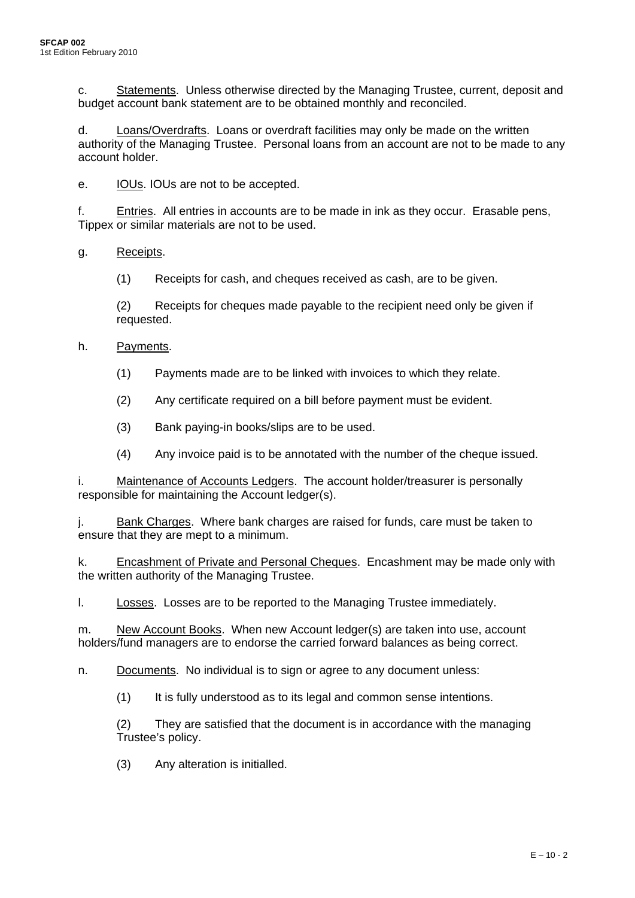c. Statements. Unless otherwise directed by the Managing Trustee, current, deposit and budget account bank statement are to be obtained monthly and reconciled.

d. Loans/Overdrafts. Loans or overdraft facilities may only be made on the written authority of the Managing Trustee. Personal loans from an account are not to be made to any account holder.

e. IOUs. IOUs are not to be accepted.

f. Entries. All entries in accounts are to be made in ink as they occur. Erasable pens, Tippex or similar materials are not to be used.

g. Receipts.

(1) Receipts for cash, and cheques received as cash, are to be given.

(2) Receipts for cheques made payable to the recipient need only be given if requested.

h. Payments.

(1) Payments made are to be linked with invoices to which they relate.

(2) Any certificate required on a bill before payment must be evident.

(3) Bank paying-in books/slips are to be used.

(4) Any invoice paid is to be annotated with the number of the cheque issued.

i. Maintenance of Accounts Ledgers. The account holder/treasurer is personally responsible for maintaining the Account ledger(s).

j. Bank Charges. Where bank charges are raised for funds, care must be taken to ensure that they are mept to a minimum.

k. Encashment of Private and Personal Cheques. Encashment may be made only with the written authority of the Managing Trustee.

l. Losses. Losses are to be reported to the Managing Trustee immediately.

m. New Account Books. When new Account ledger(s) are taken into use, account holders/fund managers are to endorse the carried forward balances as being correct.

n. Documents. No individual is to sign or agree to any document unless:

(1) It is fully understood as to its legal and common sense intentions.

(2) They are satisfied that the document is in accordance with the managing Trustee's policy.

(3) Any alteration is initialled.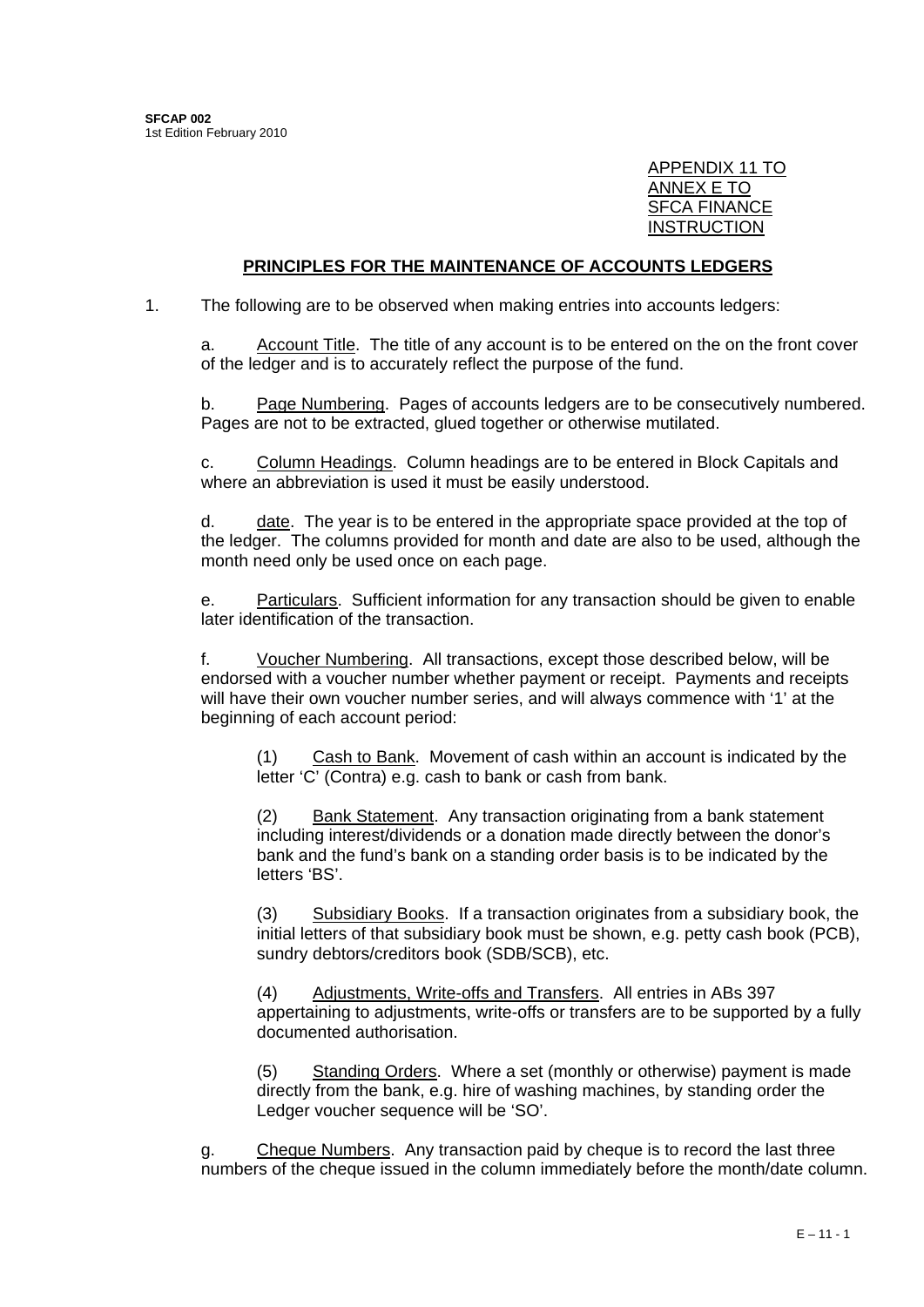APPENDIX 11 TO
ANNEX E TO
SFCA FINANCE
INSTRUCTION

## PRINCIPLES FOR THE MAINTENANCE OF ACCOUNTS LEDGERS

1. The following are to be observed when making entries into accounts ledgers:

   a. Account Title. The title of any account is to be entered on the on the front cover of the ledger and is to accurately reflect the purpose of the fund.

   b. Page Numbering. Pages of accounts ledgers are to be consecutively numbered. Pages are not to be extracted, glued together or otherwise mutilated.

   c. Column Headings. Column headings are to be entered in Block Capitals and where an abbreviation is used it must be easily understood.

   d. date. The year is to be entered in the appropriate space provided at the top of the ledger. The columns provided for month and date are also to be used, although the month need only be used once on each page.

   e. Particulars. Sufficient information for any transaction should be given to enable later identification of the transaction.

   f. Voucher Numbering. All transactions, except those described below, will be endorsed with a voucher number whether payment or receipt. Payments and receipts will have their own voucher number series, and will always commence with '1' at the beginning of each account period:

      (1) Cash to Bank. Movement of cash within an account is indicated by the letter 'C' (Contra) e.g. cash to bank or cash from bank.

      (2) Bank Statement. Any transaction originating from a bank statement including interest/dividends or a donation made directly between the donor's bank and the fund's bank on a standing order basis is to be indicated by the letters 'BS'.

      (3) Subsidiary Books. If a transaction originates from a subsidiary book, the initial letters of that subsidiary book must be shown, e.g. petty cash book (PCB), sundry debtors/creditors book (SDB/SCB), etc.

      (4) Adjustments, Write-offs and Transfers. All entries in ABs 397 appertaining to adjustments, write-offs or transfers are to be supported by a fully documented authorisation.

      (5) Standing Orders. Where a set (monthly or otherwise) payment is made directly from the bank, e.g. hire of washing machines, by standing order the Ledger voucher sequence will be 'SO'.

   g. Cheque Numbers. Any transaction paid by cheque is to record the last three numbers of the cheque issued in the column immediately before the month/date column.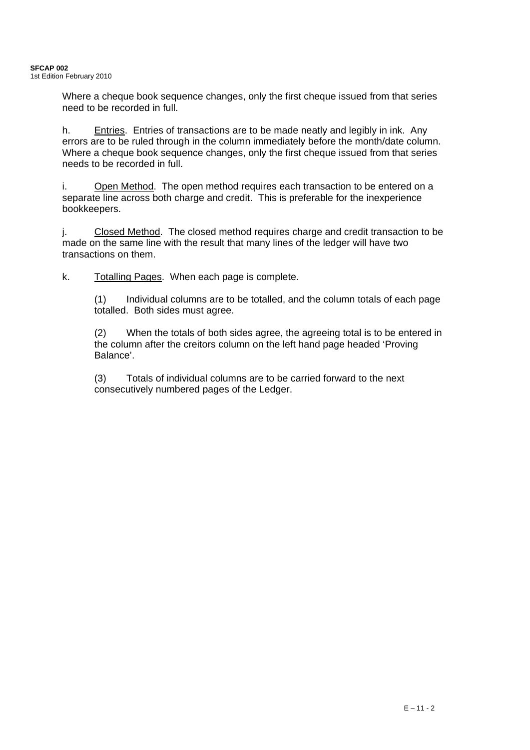Where a cheque book sequence changes, only the first cheque issued from that series need to be recorded in full.

h. Entries. Entries of transactions are to be made neatly and legibly in ink. Any errors are to be ruled through in the column immediately before the month/date column. Where a cheque book sequence changes, only the first cheque issued from that series needs to be recorded in full.

i. Open Method. The open method requires each transaction to be entered on a separate line across both charge and credit. This is preferable for the inexperience bookkeepers.

j. Closed Method. The closed method requires charge and credit transaction to be made on the same line with the result that many lines of the ledger will have two transactions on them.

k. Totalling Pages. When each page is complete.

(1) Individual columns are to be totalled, and the column totals of each page totalled. Both sides must agree.

(2) When the totals of both sides agree, the agreeing total is to be entered in the column after the creitors column on the left hand page headed 'Proving Balance'.

(3) Totals of individual columns are to be carried forward to the next consecutively numbered pages of the Ledger.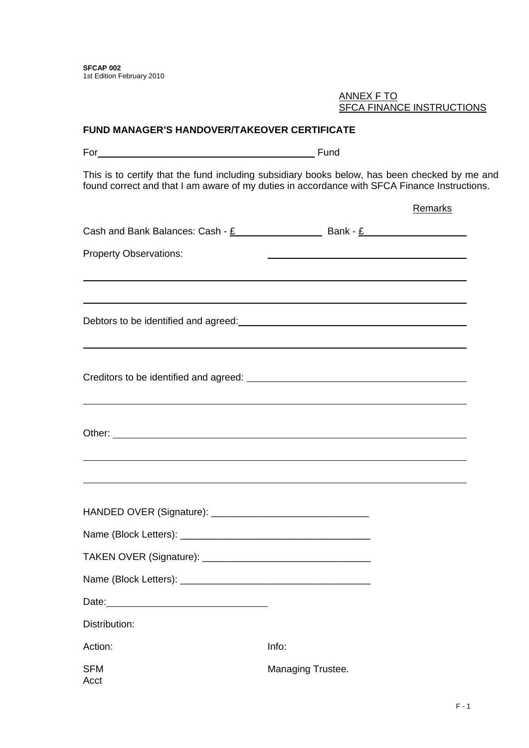SFCAP 002
1st Edition February 2010

ANNEX F TO
SFCA FINANCE INSTRUCTIONS

**FUND MANAGER'S HANDOVER/TAKEOVER CERTIFICATE**

For ________________________________________ Fund

This is to certify that the fund including subsidiary books below, has been checked by me and found correct and that I am aware of my duties in accordance with SFCA Finance Instructions.

Remarks

Cash and Bank Balances: Cash - £________________ Bank - £____________________

Property Observations: ____________________________________

__________________________________________________________________________

__________________________________________________________________________

Debtors to be identified and agreed: ____________________________________________

__________________________________________________________________________

Creditors to be identified and agreed: ___________________________________________

__________________________________________________________________________

Other: ___________________________________________________________________

__________________________________________________________________________

__________________________________________________________________________

HANDED OVER (Signature): _____________________________

Name (Block Letters): ___________________________________

TAKEN OVER (Signature): _______________________________

Name (Block Letters): ___________________________________

Date: ____________________________

Distribution:

| Action: | Info: |
|---|---|
| SFM<br>Acct | Managing Trustee. |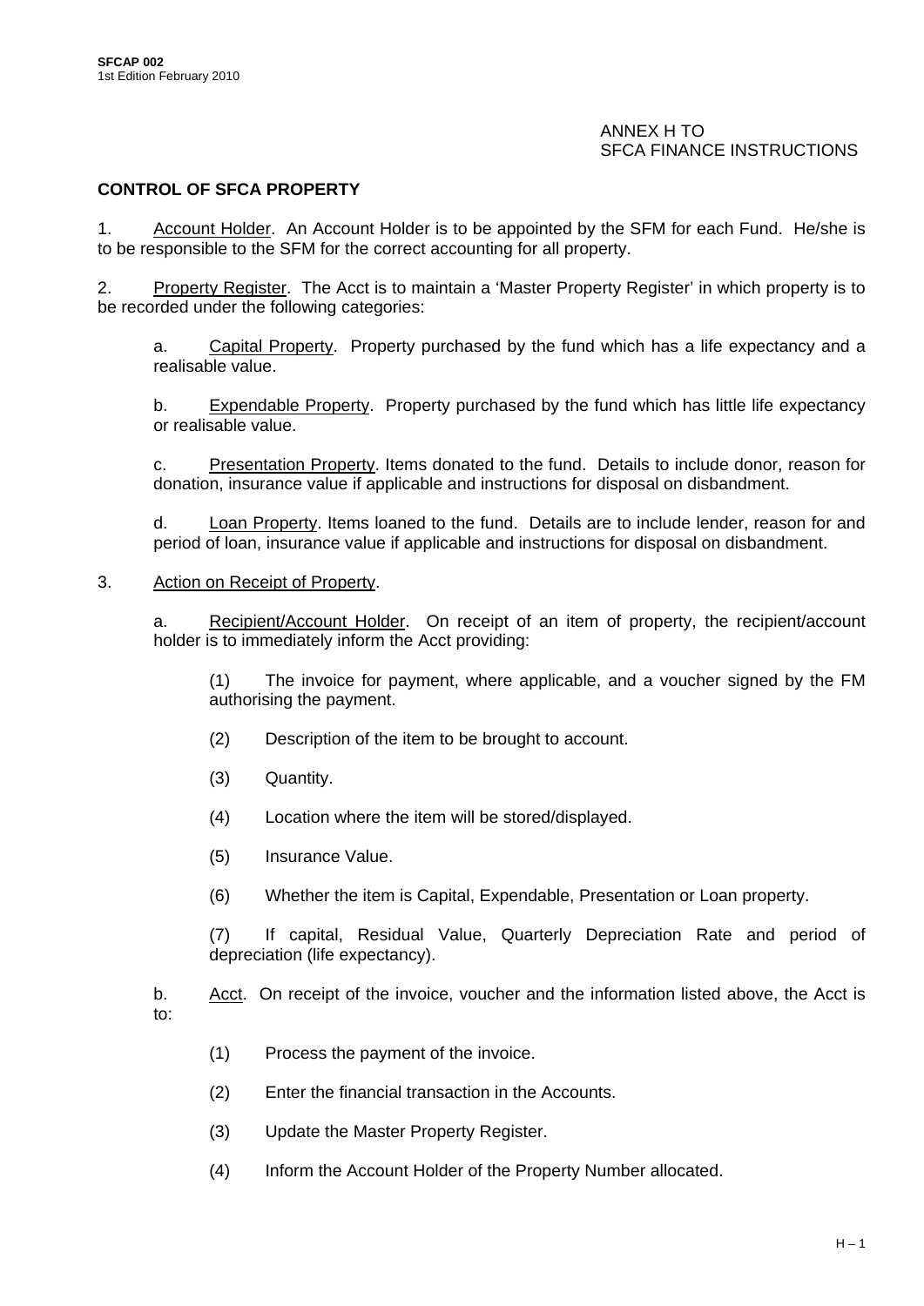ANNEX H TO
SFCA FINANCE INSTRUCTIONS

**CONTROL OF SFCA PROPERTY**

1. Account Holder. An Account Holder is to be appointed by the SFM for each Fund. He/she is to be responsible to the SFM for the correct accounting for all property.

2. Property Register. The Acct is to maintain a 'Master Property Register' in which property is to be recorded under the following categories:

   a. Capital Property. Property purchased by the fund which has a life expectancy and a realisable value.

   b. Expendable Property. Property purchased by the fund which has little life expectancy or realisable value.

   c. Presentation Property. Items donated to the fund. Details to include donor, reason for donation, insurance value if applicable and instructions for disposal on disbandment.

   d. Loan Property. Items loaned to the fund. Details are to include lender, reason for and period of loan, insurance value if applicable and instructions for disposal on disbandment.

3. Action on Receipt of Property.

   a. Recipient/Account Holder. On receipt of an item of property, the recipient/account holder is to immediately inform the Acct providing:

      (1) The invoice for payment, where applicable, and a voucher signed by the FM authorising the payment.

      (2) Description of the item to be brought to account.

      (3) Quantity.

      (4) Location where the item will be stored/displayed.

      (5) Insurance Value.

      (6) Whether the item is Capital, Expendable, Presentation or Loan property.

      (7) If capital, Residual Value, Quarterly Depreciation Rate and period of depreciation (life expectancy).

   b. Acct. On receipt of the invoice, voucher and the information listed above, the Acct is to:

      (1) Process the payment of the invoice.

      (2) Enter the financial transaction in the Accounts.

      (3) Update the Master Property Register.

      (4) Inform the Account Holder of the Property Number allocated.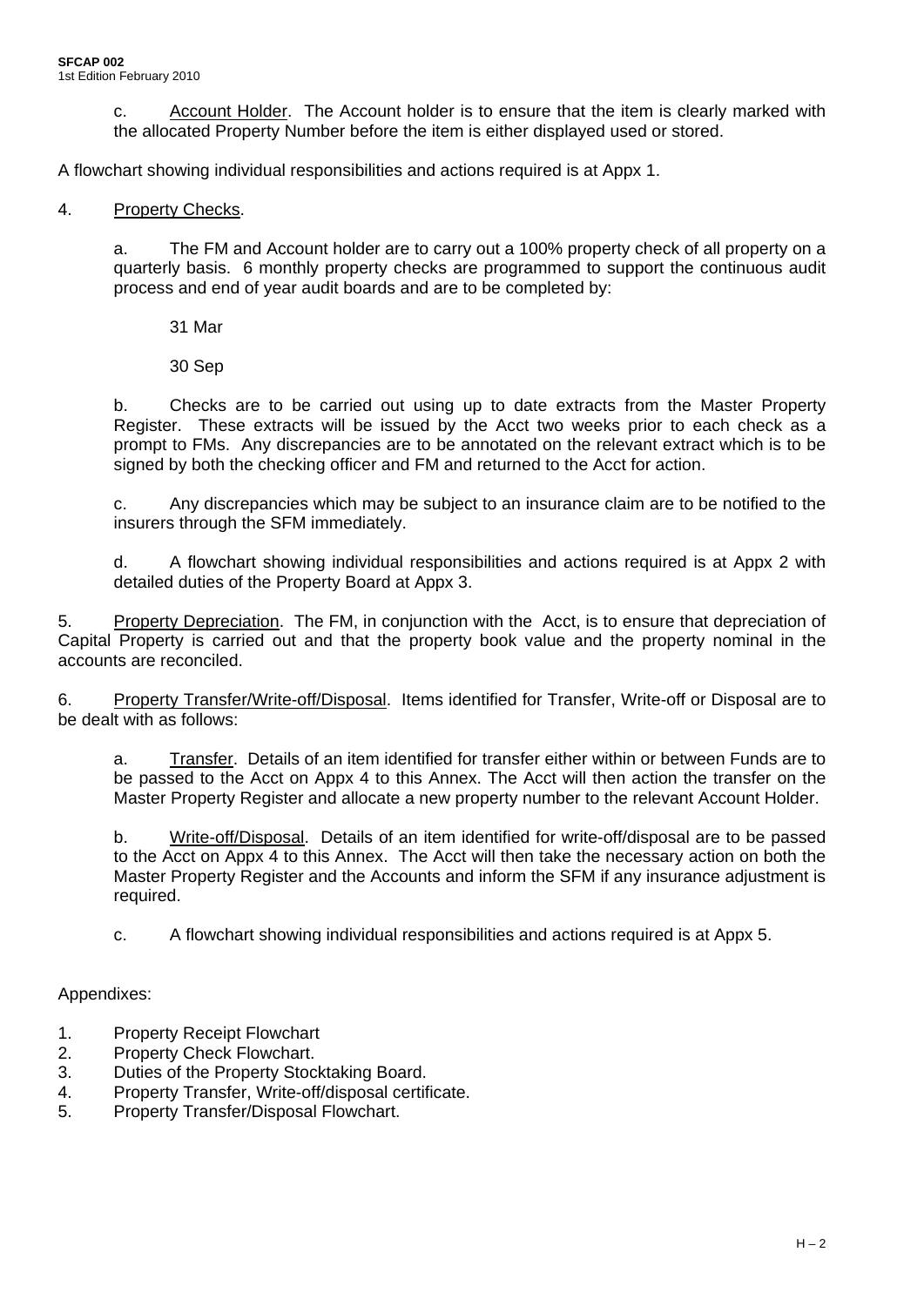c. Account Holder. The Account holder is to ensure that the item is clearly marked with the allocated Property Number before the item is either displayed used or stored.

A flowchart showing individual responsibilities and actions required is at Appx 1.

4. Property Checks.

a. The FM and Account holder are to carry out a 100% property check of all property on a quarterly basis. 6 monthly property checks are programmed to support the continuous audit process and end of year audit boards and are to be completed by:

31 Mar

30 Sep

b. Checks are to be carried out using up to date extracts from the Master Property Register. These extracts will be issued by the Acct two weeks prior to each check as a prompt to FMs. Any discrepancies are to be annotated on the relevant extract which is to be signed by both the checking officer and FM and returned to the Acct for action.

c. Any discrepancies which may be subject to an insurance claim are to be notified to the insurers through the SFM immediately.

d. A flowchart showing individual responsibilities and actions required is at Appx 2 with detailed duties of the Property Board at Appx 3.

5. Property Depreciation. The FM, in conjunction with the Acct, is to ensure that depreciation of Capital Property is carried out and that the property book value and the property nominal in the accounts are reconciled.

6. Property Transfer/Write-off/Disposal. Items identified for Transfer, Write-off or Disposal are to be dealt with as follows:

a. Transfer. Details of an item identified for transfer either within or between Funds are to be passed to the Acct on Appx 4 to this Annex. The Acct will then action the transfer on the Master Property Register and allocate a new property number to the relevant Account Holder.

b. Write-off/Disposal. Details of an item identified for write-off/disposal are to be passed to the Acct on Appx 4 to this Annex. The Acct will then take the necessary action on both the Master Property Register and the Accounts and inform the SFM if any insurance adjustment is required.

c. A flowchart showing individual responsibilities and actions required is at Appx 5.

Appendixes:

1. Property Receipt Flowchart
2. Property Check Flowchart.
3. Duties of the Property Stocktaking Board.
4. Property Transfer, Write-off/disposal certificate.
5. Property Transfer/Disposal Flowchart.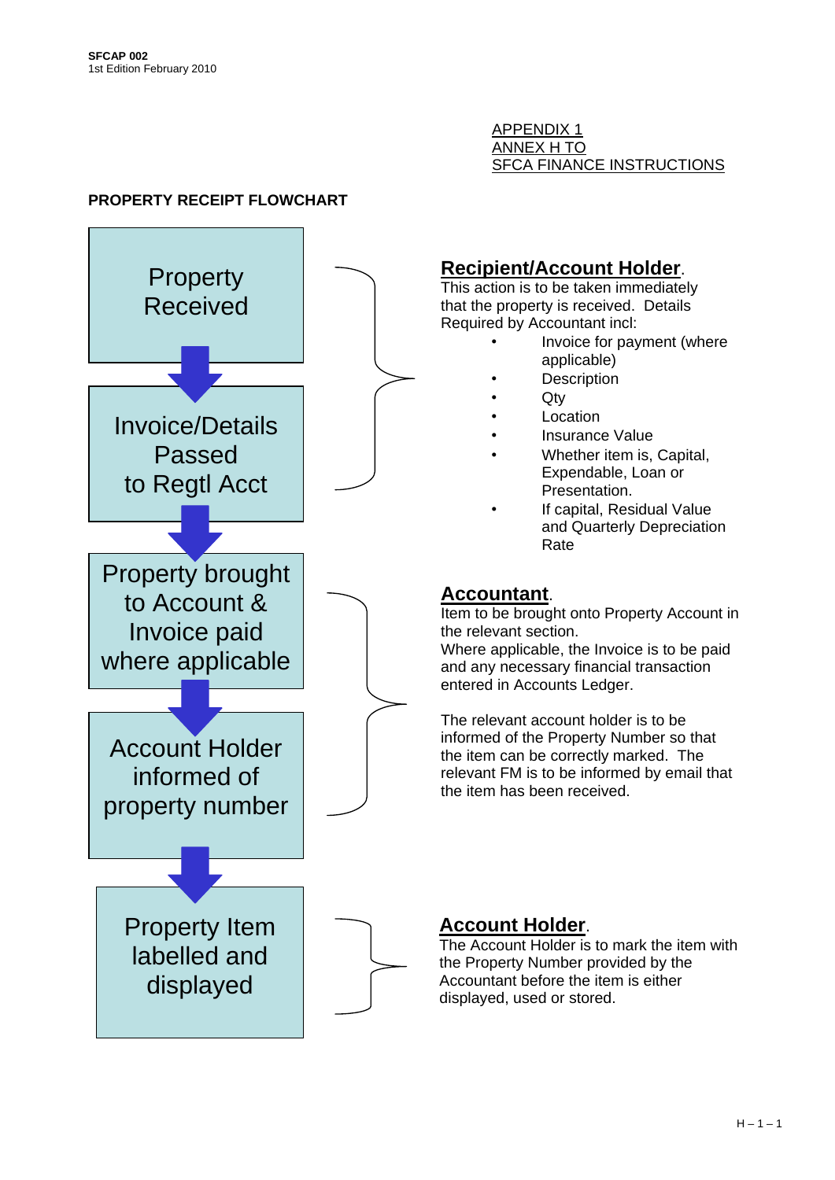APPENDIX 1
ANNEX H TO
SFCA FINANCE INSTRUCTIONS

**PROPERTY RECEIPT FLOWCHART**

Property Received

↓

Invoice/Details Passed to Regtl Acct

↓

Property brought to Account & Invoice paid where applicable

↓

Account Holder informed of property number

↓

Property Item labelled and displayed

**Recipient/Account Holder**. This action is to be taken immediately that the property is received. Details Required by Accountant incl:

- Invoice for payment (where applicable)
- Description
- Qty
- Location
- Insurance Value
- Whether item is, Capital, Expendable, Loan or Presentation.
- If capital, Residual Value and Quarterly Depreciation Rate

**Accountant**. Item to be brought onto Property Account in the relevant section. Where applicable, the Invoice is to be paid and any necessary financial transaction entered in Accounts Ledger.

The relevant account holder is to be informed of the Property Number so that the item can be correctly marked. The relevant FM is to be informed by email that the item has been received.

**Account Holder**. The Account Holder is to mark the item with the Property Number provided by the Accountant before the item is either displayed, used or stored.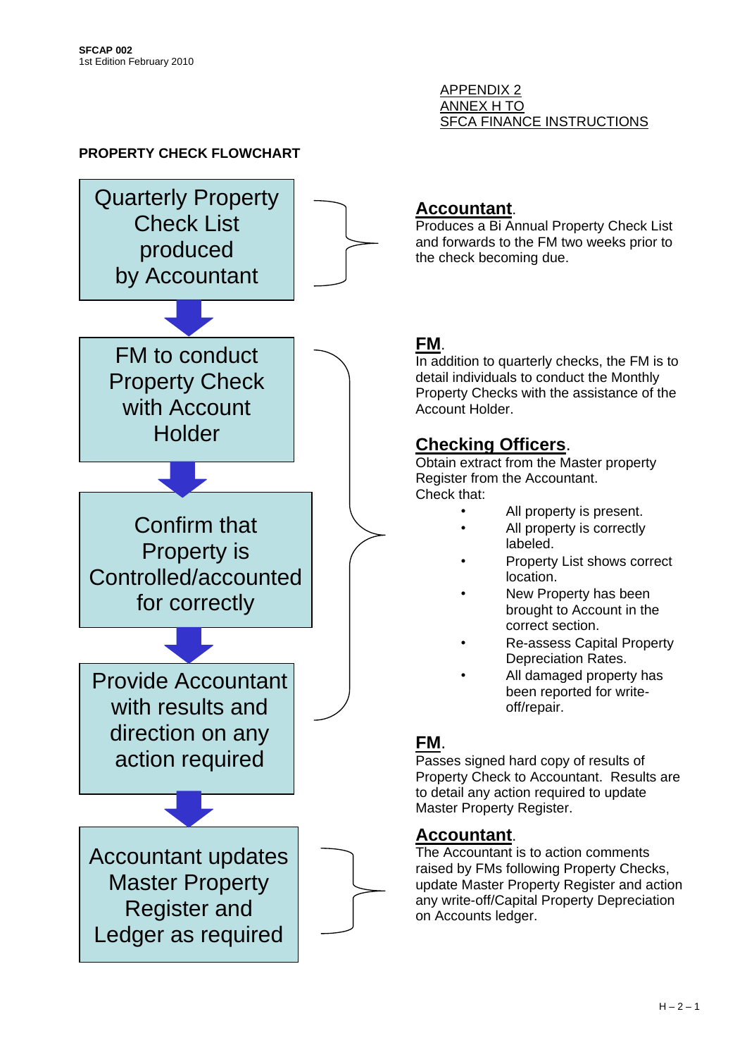APPENDIX 2
ANNEX H TO
SFCA FINANCE INSTRUCTIONS

**PROPERTY CHECK FLOWCHART**

Quarterly Property Check List produced by Accountant

**Accountant**.
Produces a Bi Annual Property Check List and forwards to the FM two weeks prior to the check becoming due.

↓

FM to conduct Property Check with Account Holder

↓

Confirm that Property is Controlled/accounted for correctly

↓

Provide Accountant with results and direction on any action required

**FM**.
In addition to quarterly checks, the FM is to detail individuals to conduct the Monthly Property Checks with the assistance of the Account Holder.

**Checking Officers**.
Obtain extract from the Master property Register from the Accountant.
Check that:

- All property is present.
- All property is correctly labeled.
- Property List shows correct location.
- New Property has been brought to Account in the correct section.
- Re-assess Capital Property Depreciation Rates.
- All damaged property has been reported for write-off/repair.

**FM**.
Passes signed hard copy of results of Property Check to Accountant. Results are to detail any action required to update Master Property Register.

↓

Accountant updates Master Property Register and Ledger as required

**Accountant**.
The Accountant is to action comments raised by FMs following Property Checks, update Master Property Register and action any write-off/Capital Property Depreciation on Accounts ledger.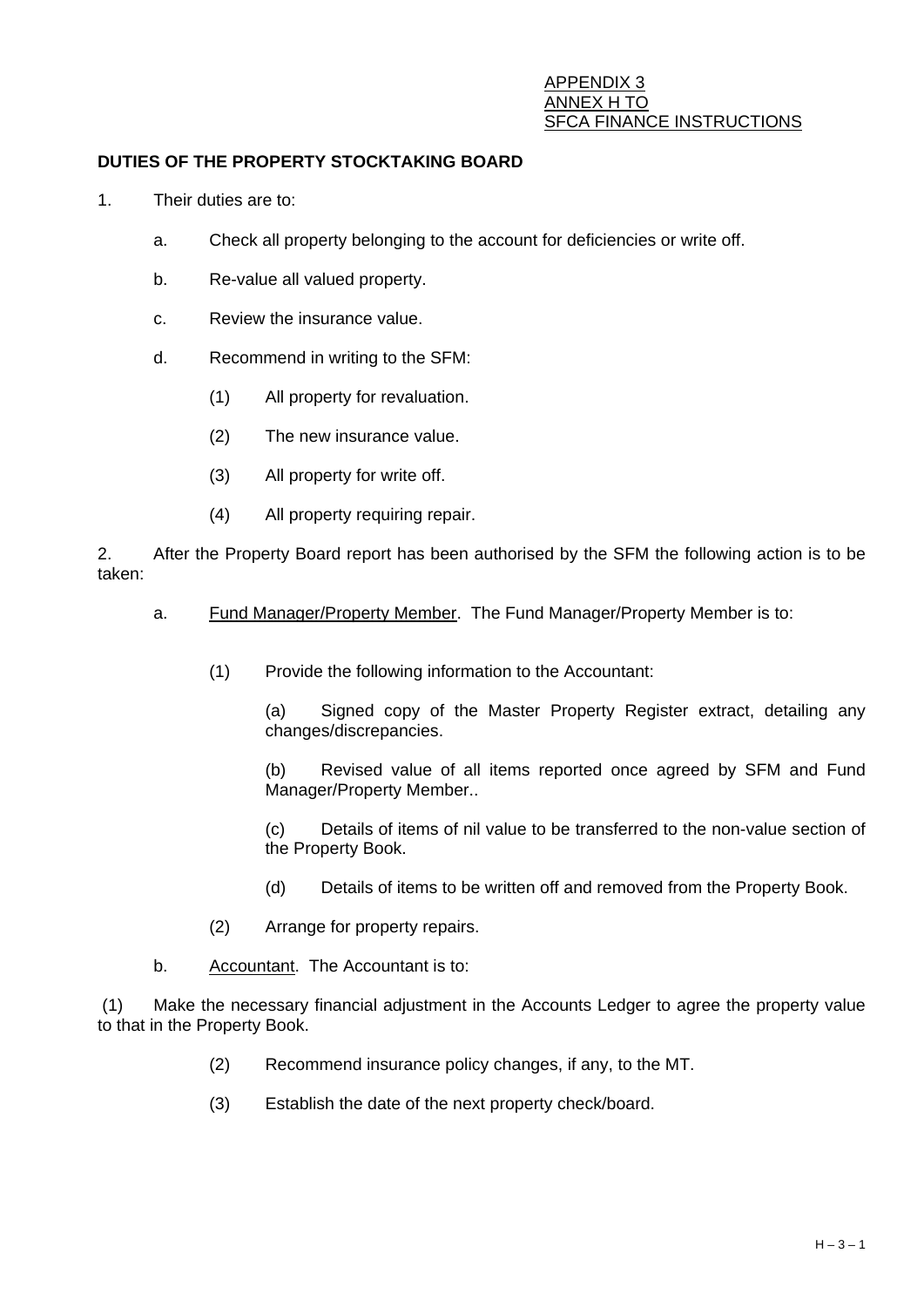APPENDIX 3
ANNEX H TO
SFCA FINANCE INSTRUCTIONS

**DUTIES OF THE PROPERTY STOCKTAKING BOARD**

1. Their duties are to:

   a. Check all property belonging to the account for deficiencies or write off.

   b. Re-value all valued property.

   c. Review the insurance value.

   d. Recommend in writing to the SFM:

      (1) All property for revaluation.

      (2) The new insurance value.

      (3) All property for write off.

      (4) All property requiring repair.

2. After the Property Board report has been authorised by the SFM the following action is to be taken:

   a. Fund Manager/Property Member. The Fund Manager/Property Member is to:

      (1) Provide the following information to the Accountant:

         (a) Signed copy of the Master Property Register extract, detailing any changes/discrepancies.

         (b) Revised value of all items reported once agreed by SFM and Fund Manager/Property Member..

         (c) Details of items of nil value to be transferred to the non-value section of the Property Book.

         (d) Details of items to be written off and removed from the Property Book.

      (2) Arrange for property repairs.

   b. Accountant. The Accountant is to:

      (1) Make the necessary financial adjustment in the Accounts Ledger to agree the property value to that in the Property Book.

      (2) Recommend insurance policy changes, if any, to the MT.

      (3) Establish the date of the next property check/board.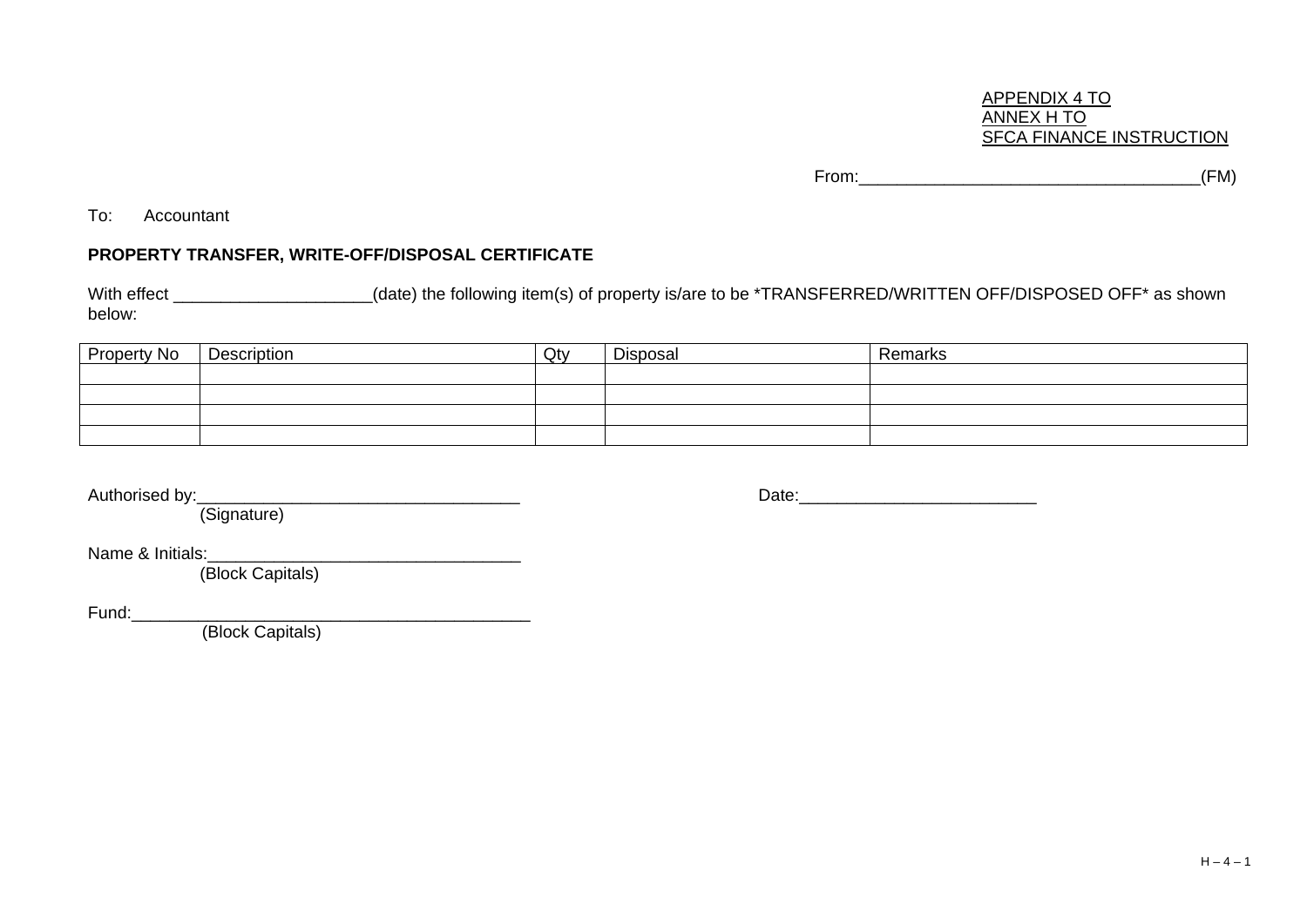APPENDIX 4 TO
ANNEX H TO
SFCA FINANCE INSTRUCTION

From:___________________________________(FM)

To: Accountant

**PROPERTY TRANSFER, WRITE-OFF/DISPOSAL CERTIFICATE**

With effect ____________________(date) the following item(s) of property is/are to be *TRANSFERRED/WRITTEN OFF/DISPOSED OFF* as shown below:

| Property No | Description | Qty | Disposal | Remarks |
|---|---|---|---|---|
| | | | | |
| | | | | |
| | | | | |
| | | | | |

Authorised by:_________________________________
(Signature)

Date:________________________

Name & Initials:_______________________________
(Block Capitals)

Fund:_________________________________________
(Block Capitals)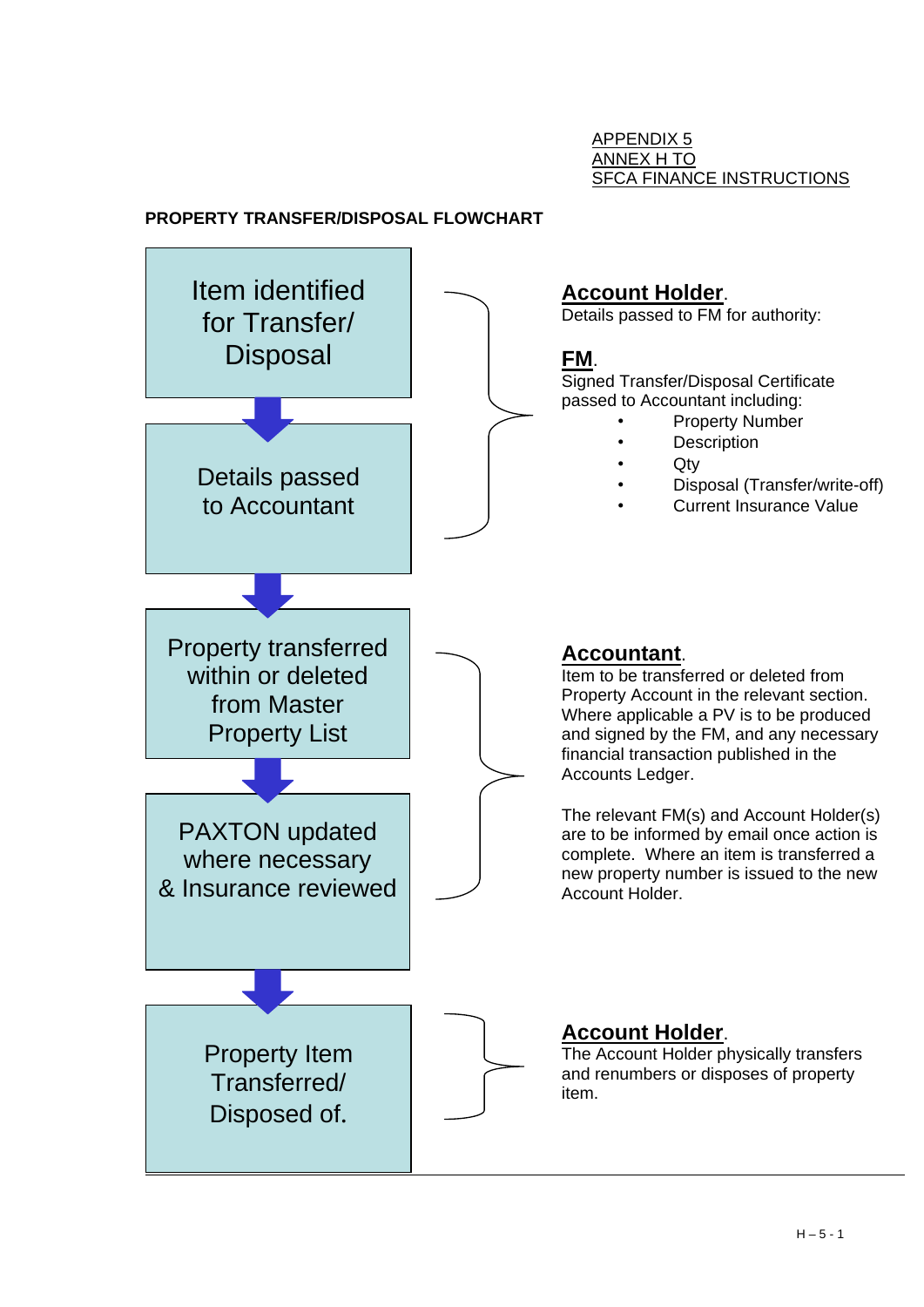APPENDIX 5
ANNEX H TO
SFCA FINANCE INSTRUCTIONS

**PROPERTY TRANSFER/DISPOSAL FLOWCHART**

Item identified for Transfer/ Disposal

Details passed to Accountant

**Account Holder**.
Details passed to FM for authority:

**FM**.
Signed Transfer/Disposal Certificate passed to Accountant including:

- Property Number
- Description
- Qty
- Disposal (Transfer/write-off)
- Current Insurance Value

Property transferred within or deleted from Master Property List

PAXTON updated where necessary & Insurance reviewed

**Accountant**.
Item to be transferred or deleted from Property Account in the relevant section. Where applicable a PV is to be produced and signed by the FM, and any necessary financial transaction published in the Accounts Ledger.

The relevant FM(s) and Account Holder(s) are to be informed by email once action is complete. Where an item is transferred a new property number is issued to the new Account Holder.

Property Item Transferred/ Disposed of.

**Account Holder**.
The Account Holder physically transfers and renumbers or disposes of property item.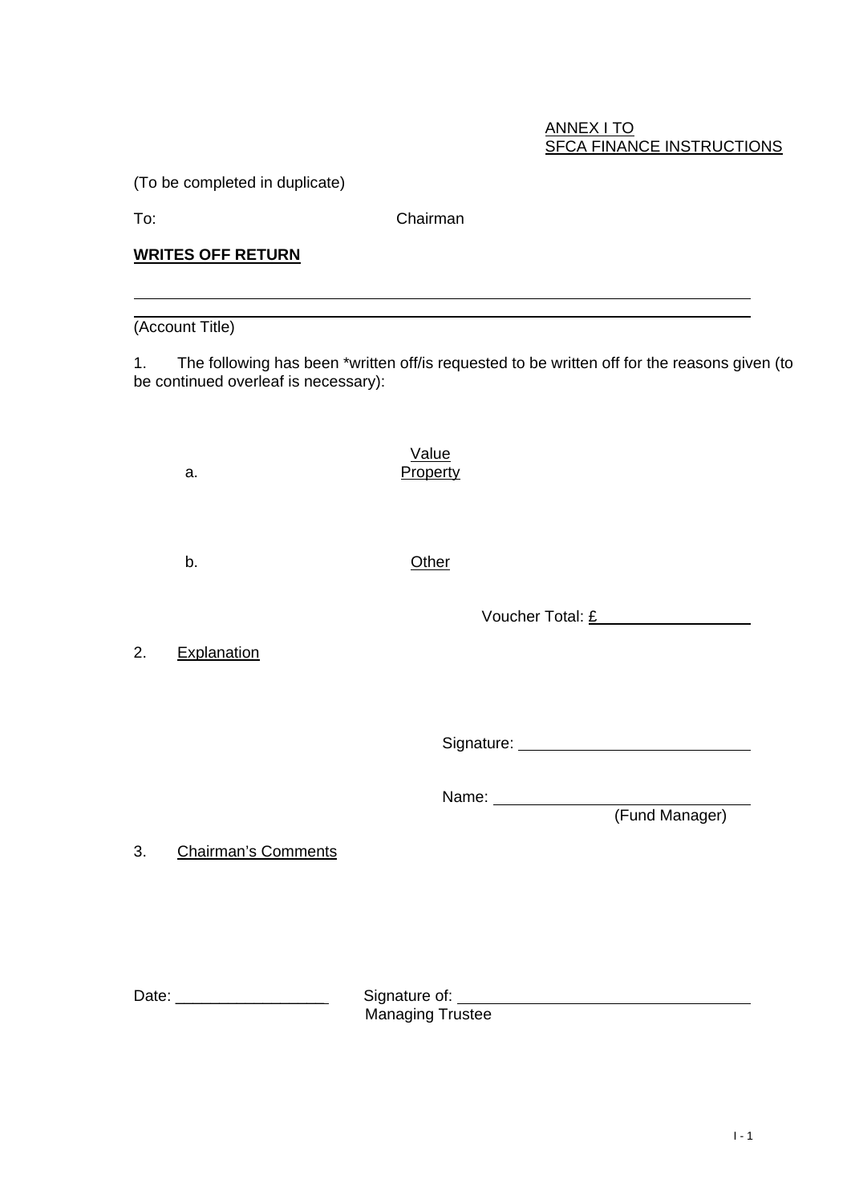ANNEX I TO
SFCA FINANCE INSTRUCTIONS

(To be completed in duplicate)

To: Chairman

**WRITES OFF RETURN**

______________________________________________________________________

______________________________________________________________________

(Account Title)

1. The following has been *written off/is requested to be written off for the reasons given (to be continued overleaf is necessary):

Value

a. Property

b. Other

Voucher Total: £ ____________________

2. Explanation

Signature: ____________________________

Name: ____________________________
(Fund Manager)

3. Chairman's Comments

Date: _________________ Signature of: ____________________________________
Managing Trustee